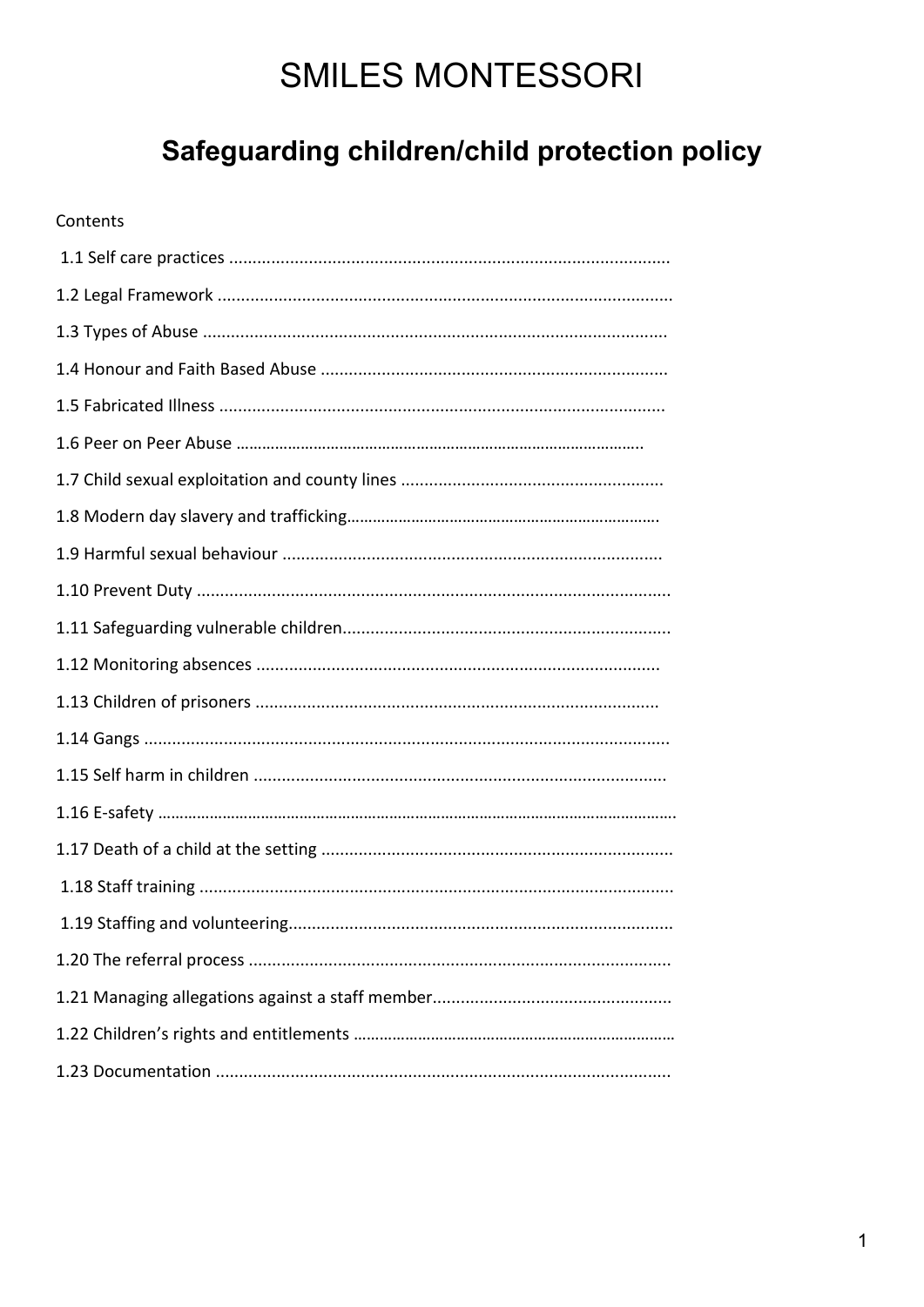# SMILES MONTESSORI

## Safeguarding children/child protection policy

Contents

1.1 Self care practices ............................................................................................

1.2 Legal Framework ...............................................................................................

1.3 Types of Abuse .................................................................................................

1.4 Honour and Faith Based Abuse ..........................................................................

1.5 Fabricated Illness ..............................................................................................

1.6 Peer on Peer Abuse ............................................................................................

1.7 Child sexual exploitation and county lines ........................................................

1.8 Modern day slavery and trafficking.....................................................................

1.9 Harmful sexual behaviour ..................................................................................

1.10 Prevent Duty ....................................................................................................

1.11 Safeguarding vulnerable children.....................................................................

1.12 Monitoring absences .......................................................................................

1.13 Children of prisoners .......................................................................................

1.14 Gangs ...............................................................................................................

1.15 Self harm in children ........................................................................................

1.16 E-safety ............................................................................................................

1.17 Death of a child at the setting ..........................................................................

1.18 Staff training .....................................................................................................

1.19 Staffing and volunteering..................................................................................

1.20 The referral process .........................................................................................

1.21 Managing allegations against a staff member...................................................

1.22 Children's rights and entitlements .....................................................................

1.23 Documentation .................................................................................................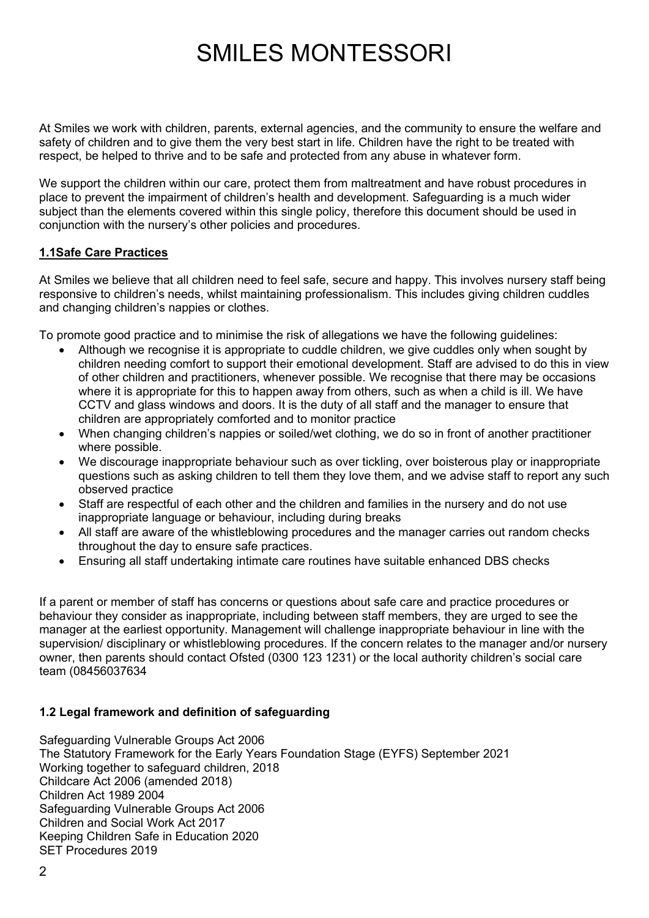# SMILES MONTESSORI

At Smiles we work with children, parents, external agencies, and the community to ensure the welfare and safety of children and to give them the very best start in life. Children have the right to be treated with respect, be helped to thrive and to be safe and protected from any abuse in whatever form.

We support the children within our care, protect them from maltreatment and have robust procedures in place to prevent the impairment of children's health and development. Safeguarding is a much wider subject than the elements covered within this single policy, therefore this document should be used in conjunction with the nursery's other policies and procedures.

## 1.1Safe Care Practices

At Smiles we believe that all children need to feel safe, secure and happy. This involves nursery staff being responsive to children's needs, whilst maintaining professionalism. This includes giving children cuddles and changing children's nappies or clothes.

To promote good practice and to minimise the risk of allegations we have the following guidelines:

- Although we recognise it is appropriate to cuddle children, we give cuddles only when sought by children needing comfort to support their emotional development. Staff are advised to do this in view of other children and practitioners, whenever possible. We recognise that there may be occasions where it is appropriate for this to happen away from others, such as when a child is ill. We have CCTV and glass windows and doors. It is the duty of all staff and the manager to ensure that children are appropriately comforted and to monitor practice
- When changing children's nappies or soiled/wet clothing, we do so in front of another practitioner where possible.
- We discourage inappropriate behaviour such as over tickling, over boisterous play or inappropriate questions such as asking children to tell them they love them, and we advise staff to report any such observed practice
- Staff are respectful of each other and the children and families in the nursery and do not use inappropriate language or behaviour, including during breaks
- All staff are aware of the whistleblowing procedures and the manager carries out random checks throughout the day to ensure safe practices.
- Ensuring all staff undertaking intimate care routines have suitable enhanced DBS checks

If a parent or member of staff has concerns or questions about safe care and practice procedures or behaviour they consider as inappropriate, including between staff members, they are urged to see the manager at the earliest opportunity. Management will challenge inappropriate behaviour in line with the supervision/ disciplinary or whistleblowing procedures. If the concern relates to the manager and/or nursery owner, then parents should contact Ofsted (0300 123 1231) or the local authority children's social care team (08456037634

## 1.2 Legal framework and definition of safeguarding

Safeguarding Vulnerable Groups Act 2006
The Statutory Framework for the Early Years Foundation Stage (EYFS) September 2021
Working together to safeguard children, 2018
Childcare Act 2006 (amended 2018)
Children Act 1989 2004
Safeguarding Vulnerable Groups Act 2006
Children and Social Work Act 2017
Keeping Children Safe in Education 2020
SET Procedures 2019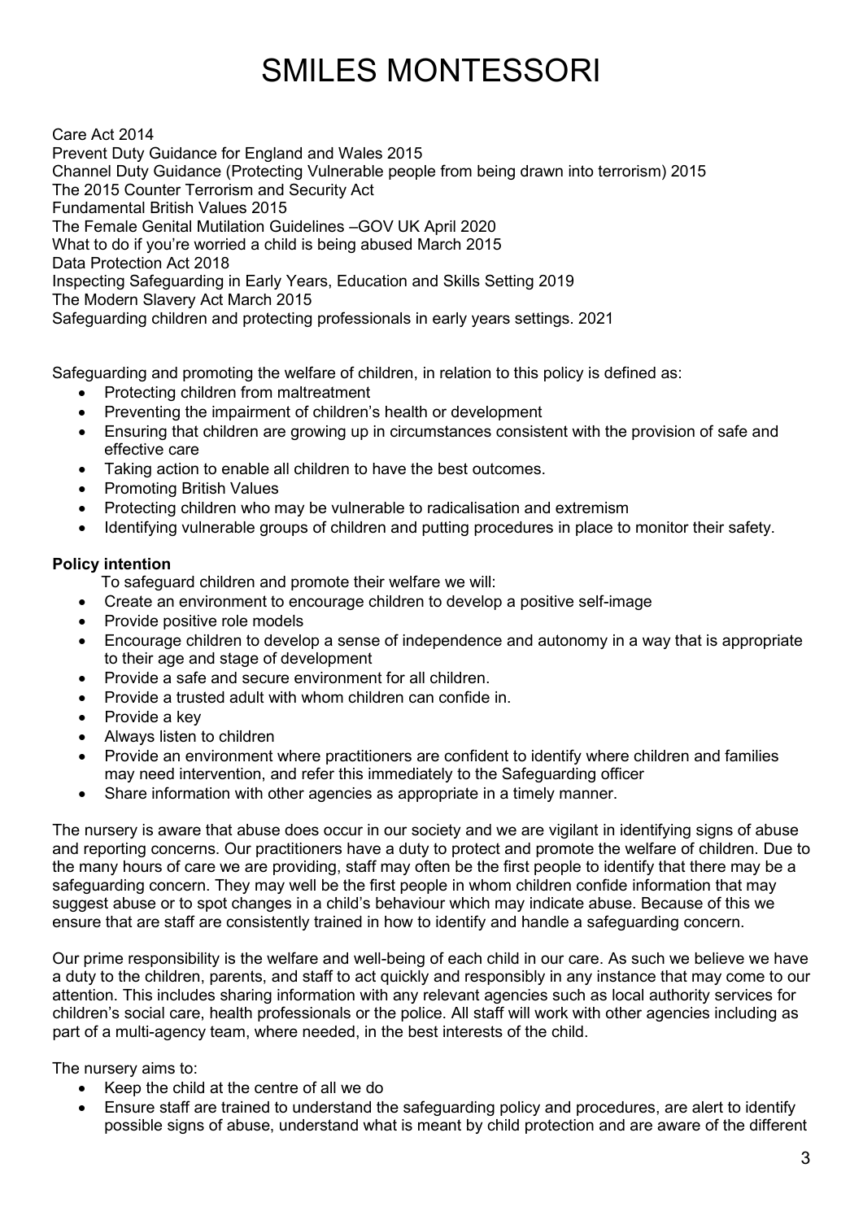# SMILES MONTESSORI

Care Act 2014
Prevent Duty Guidance for England and Wales 2015
Channel Duty Guidance (Protecting Vulnerable people from being drawn into terrorism) 2015
The 2015 Counter Terrorism and Security Act
Fundamental British Values 2015
The Female Genital Mutilation Guidelines –GOV UK April 2020
What to do if you're worried a child is being abused March 2015
Data Protection Act 2018
Inspecting Safeguarding in Early Years, Education and Skills Setting 2019
The Modern Slavery Act March 2015
Safeguarding children and protecting professionals in early years settings. 2021

Safeguarding and promoting the welfare of children, in relation to this policy is defined as:

- Protecting children from maltreatment
- Preventing the impairment of children's health or development
- Ensuring that children are growing up in circumstances consistent with the provision of safe and effective care
- Taking action to enable all children to have the best outcomes.
- Promoting British Values
- Protecting children who may be vulnerable to radicalisation and extremism
- Identifying vulnerable groups of children and putting procedures in place to monitor their safety.

**Policy intention**

To safeguard children and promote their welfare we will:

- Create an environment to encourage children to develop a positive self-image
- Provide positive role models
- Encourage children to develop a sense of independence and autonomy in a way that is appropriate to their age and stage of development
- Provide a safe and secure environment for all children.
- Provide a trusted adult with whom children can confide in.
- Provide a key
- Always listen to children
- Provide an environment where practitioners are confident to identify where children and families may need intervention, and refer this immediately to the Safeguarding officer
- Share information with other agencies as appropriate in a timely manner.

The nursery is aware that abuse does occur in our society and we are vigilant in identifying signs of abuse and reporting concerns. Our practitioners have a duty to protect and promote the welfare of children. Due to the many hours of care we are providing, staff may often be the first people to identify that there may be a safeguarding concern. They may well be the first people in whom children confide information that may suggest abuse or to spot changes in a child's behaviour which may indicate abuse. Because of this we ensure that are staff are consistently trained in how to identify and handle a safeguarding concern.

Our prime responsibility is the welfare and well-being of each child in our care. As such we believe we have a duty to the children, parents, and staff to act quickly and responsibly in any instance that may come to our attention. This includes sharing information with any relevant agencies such as local authority services for children's social care, health professionals or the police. All staff will work with other agencies including as part of a multi-agency team, where needed, in the best interests of the child.

The nursery aims to:

- Keep the child at the centre of all we do
- Ensure staff are trained to understand the safeguarding policy and procedures, are alert to identify possible signs of abuse, understand what is meant by child protection and are aware of the different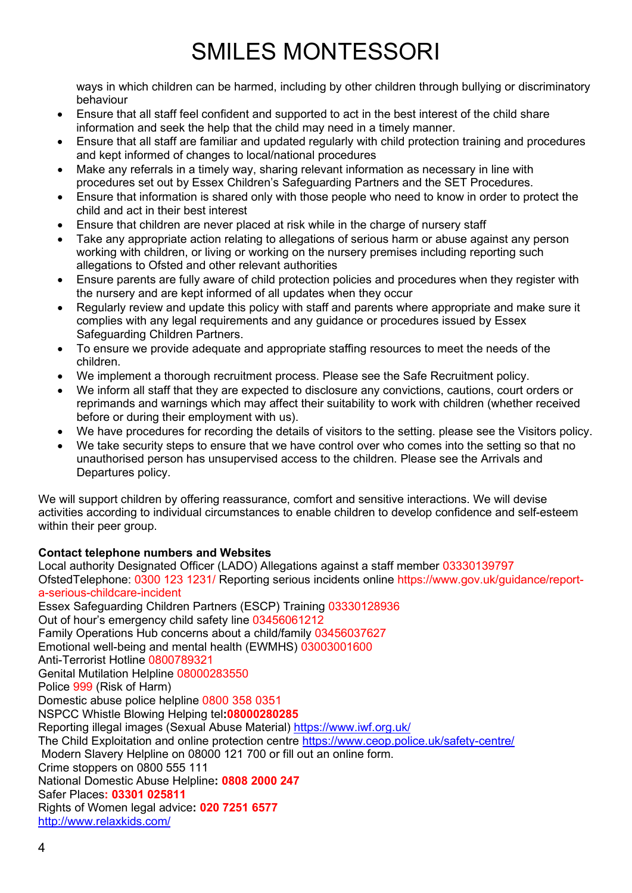ways in which children can be harmed, including by other children through bullying or discriminatory behaviour

- Ensure that all staff feel confident and supported to act in the best interest of the child share information and seek the help that the child may need in a timely manner.
- Ensure that all staff are familiar and updated regularly with child protection training and procedures and kept informed of changes to local/national procedures
- Make any referrals in a timely way, sharing relevant information as necessary in line with procedures set out by Essex Children's Safeguarding Partners and the SET Procedures.
- Ensure that information is shared only with those people who need to know in order to protect the child and act in their best interest
- Ensure that children are never placed at risk while in the charge of nursery staff
- Take any appropriate action relating to allegations of serious harm or abuse against any person working with children, or living or working on the nursery premises including reporting such allegations to Ofsted and other relevant authorities
- Ensure parents are fully aware of child protection policies and procedures when they register with the nursery and are kept informed of all updates when they occur
- Regularly review and update this policy with staff and parents where appropriate and make sure it complies with any legal requirements and any guidance or procedures issued by Essex Safeguarding Children Partners.
- To ensure we provide adequate and appropriate staffing resources to meet the needs of the children.
- We implement a thorough recruitment process. Please see the Safe Recruitment policy.
- We inform all staff that they are expected to disclosure any convictions, cautions, court orders or reprimands and warnings which may affect their suitability to work with children (whether received before or during their employment with us).
- We have procedures for recording the details of visitors to the setting. please see the Visitors policy.
- We take security steps to ensure that we have control over who comes into the setting so that no unauthorised person has unsupervised access to the children. Please see the Arrivals and Departures policy.

We will support children by offering reassurance, comfort and sensitive interactions. We will devise activities according to individual circumstances to enable children to develop confidence and self-esteem within their peer group.

**Contact telephone numbers and Websites**

Local authority Designated Officer (LADO) Allegations against a staff member 03330139797
OfstedTelephone: 0300 123 1231/ Reporting serious incidents online https://www.gov.uk/guidance/report-a-serious-childcare-incident
Essex Safeguarding Children Partners (ESCP) Training 03330128936
Out of hour's emergency child safety line 03456061212
Family Operations Hub concerns about a child/family 03456037627
Emotional well-being and mental health (EWMHS) 03003001600
Anti-Terrorist Hotline 0800789321
Genital Mutilation Helpline 08000283550
Police 999 (Risk of Harm)
Domestic abuse police helpline 0800 358 0351
NSPCC Whistle Blowing Helping tel**:08000280285**
Reporting illegal images (Sexual Abuse Material) https://www.iwf.org.uk/
The Child Exploitation and online protection centre https://www.ceop.police.uk/safety-centre/
Modern Slavery Helpline on 08000 121 700 or fill out an online form.
Crime stoppers on 0800 555 111
National Domestic Abuse Helpline**: 0808 2000 247**
Safer Places**: 03301 025811**
Rights of Women legal advice**: 020 7251 6577**
http://www.relaxkids.com/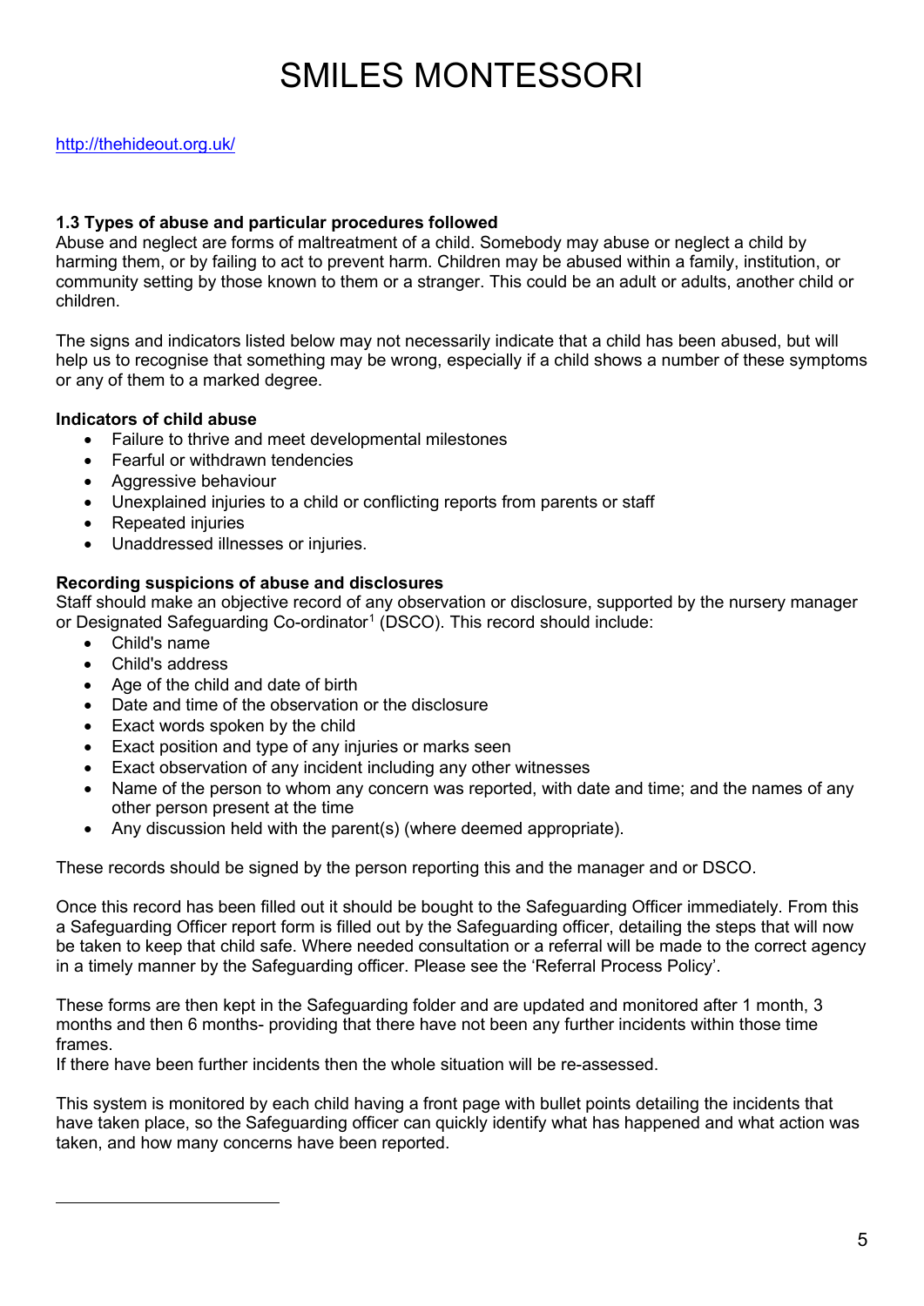http://thehideout.org.uk/

**1.3 Types of abuse and particular procedures followed**

Abuse and neglect are forms of maltreatment of a child. Somebody may abuse or neglect a child by harming them, or by failing to act to prevent harm. Children may be abused within a family, institution, or community setting by those known to them or a stranger. This could be an adult or adults, another child or children.

The signs and indicators listed below may not necessarily indicate that a child has been abused, but will help us to recognise that something may be wrong, especially if a child shows a number of these symptoms or any of them to a marked degree.

**Indicators of child abuse**

- Failure to thrive and meet developmental milestones
- Fearful or withdrawn tendencies
- Aggressive behaviour
- Unexplained injuries to a child or conflicting reports from parents or staff
- Repeated injuries
- Unaddressed illnesses or injuries.

**Recording suspicions of abuse and disclosures**

Staff should make an objective record of any observation or disclosure, supported by the nursery manager or Designated Safeguarding Co-ordinator[1] (DSCO). This record should include:

- Child's name
- Child's address
- Age of the child and date of birth
- Date and time of the observation or the disclosure
- Exact words spoken by the child
- Exact position and type of any injuries or marks seen
- Exact observation of any incident including any other witnesses
- Name of the person to whom any concern was reported, with date and time; and the names of any other person present at the time
- Any discussion held with the parent(s) (where deemed appropriate).

These records should be signed by the person reporting this and the manager and or DSCO.

Once this record has been filled out it should be bought to the Safeguarding Officer immediately. From this a Safeguarding Officer report form is filled out by the Safeguarding officer, detailing the steps that will now be taken to keep that child safe. Where needed consultation or a referral will be made to the correct agency in a timely manner by the Safeguarding officer. Please see the 'Referral Process Policy'.

These forms are then kept in the Safeguarding folder and are updated and monitored after 1 month, 3 months and then 6 months- providing that there have not been any further incidents within those time frames.
If there have been further incidents then the whole situation will be re-assessed.

This system is monitored by each child having a front page with bullet points detailing the incidents that have taken place, so the Safeguarding officer can quickly identify what has happened and what action was taken, and how many concerns have been reported.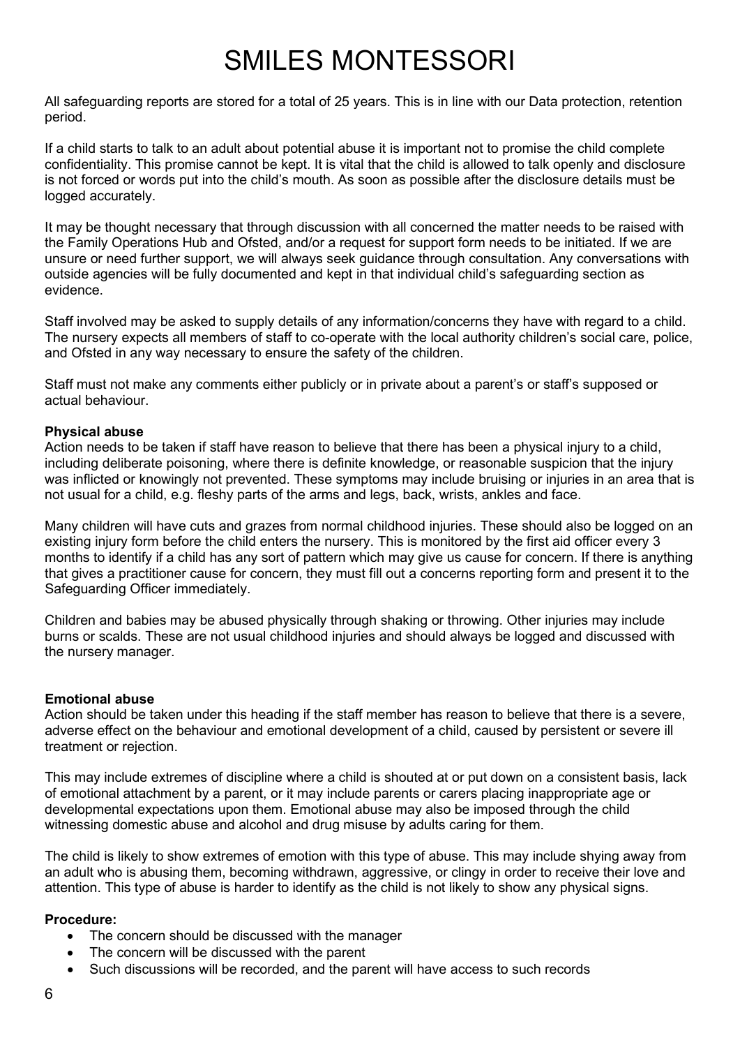All safeguarding reports are stored for a total of 25 years. This is in line with our Data protection, retention period.

If a child starts to talk to an adult about potential abuse it is important not to promise the child complete confidentiality. This promise cannot be kept. It is vital that the child is allowed to talk openly and disclosure is not forced or words put into the child's mouth. As soon as possible after the disclosure details must be logged accurately.

It may be thought necessary that through discussion with all concerned the matter needs to be raised with the Family Operations Hub and Ofsted, and/or a request for support form needs to be initiated. If we are unsure or need further support, we will always seek guidance through consultation. Any conversations with outside agencies will be fully documented and kept in that individual child's safeguarding section as evidence.

Staff involved may be asked to supply details of any information/concerns they have with regard to a child. The nursery expects all members of staff to co-operate with the local authority children's social care, police, and Ofsted in any way necessary to ensure the safety of the children.

Staff must not make any comments either publicly or in private about a parent's or staff's supposed or actual behaviour.

**Physical abuse**
Action needs to be taken if staff have reason to believe that there has been a physical injury to a child, including deliberate poisoning, where there is definite knowledge, or reasonable suspicion that the injury was inflicted or knowingly not prevented. These symptoms may include bruising or injuries in an area that is not usual for a child, e.g. fleshy parts of the arms and legs, back, wrists, ankles and face.

Many children will have cuts and grazes from normal childhood injuries. These should also be logged on an existing injury form before the child enters the nursery. This is monitored by the first aid officer every 3 months to identify if a child has any sort of pattern which may give us cause for concern. If there is anything that gives a practitioner cause for concern, they must fill out a concerns reporting form and present it to the Safeguarding Officer immediately.

Children and babies may be abused physically through shaking or throwing. Other injuries may include burns or scalds. These are not usual childhood injuries and should always be logged and discussed with the nursery manager.

**Emotional abuse**
Action should be taken under this heading if the staff member has reason to believe that there is a severe, adverse effect on the behaviour and emotional development of a child, caused by persistent or severe ill treatment or rejection.

This may include extremes of discipline where a child is shouted at or put down on a consistent basis, lack of emotional attachment by a parent, or it may include parents or carers placing inappropriate age or developmental expectations upon them. Emotional abuse may also be imposed through the child witnessing domestic abuse and alcohol and drug misuse by adults caring for them.

The child is likely to show extremes of emotion with this type of abuse. This may include shying away from an adult who is abusing them, becoming withdrawn, aggressive, or clingy in order to receive their love and attention. This type of abuse is harder to identify as the child is not likely to show any physical signs.

**Procedure:**

- The concern should be discussed with the manager
- The concern will be discussed with the parent
- Such discussions will be recorded, and the parent will have access to such records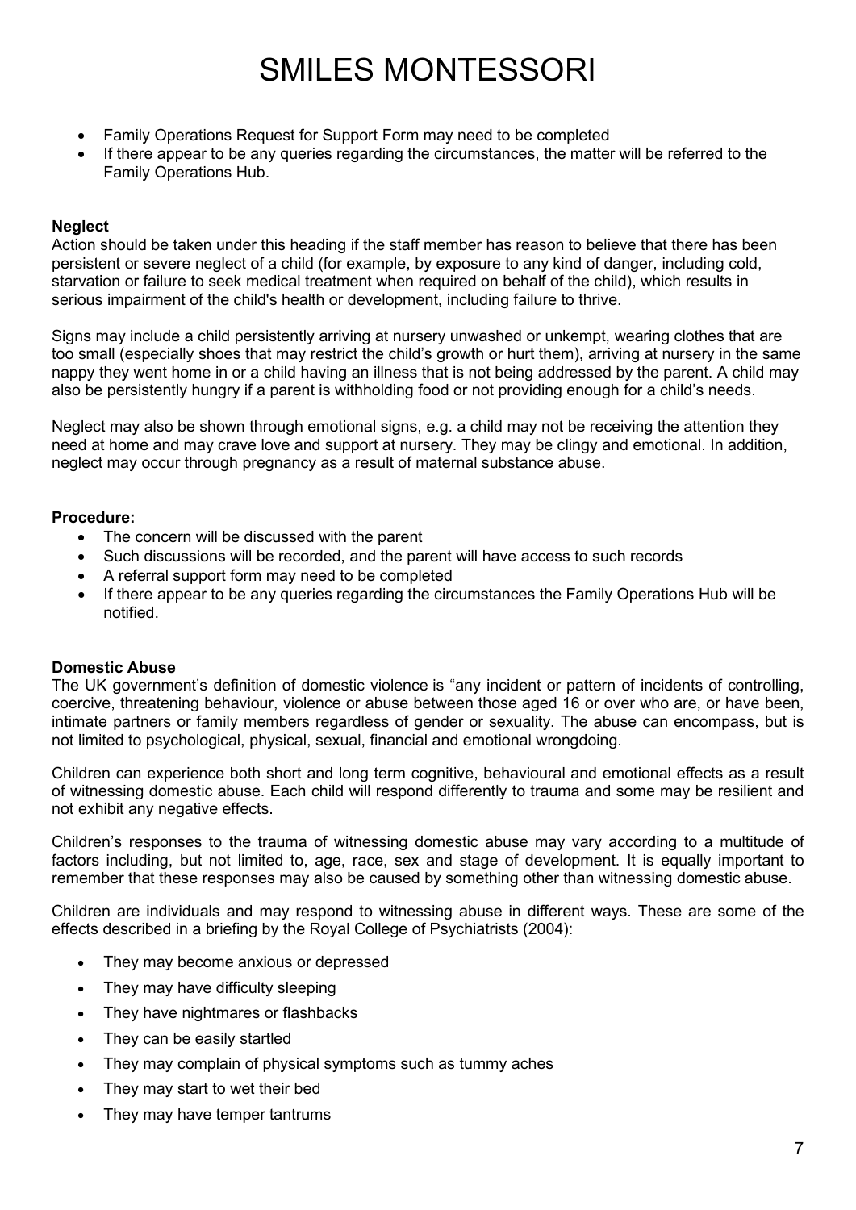- Family Operations Request for Support Form may need to be completed
- If there appear to be any queries regarding the circumstances, the matter will be referred to the Family Operations Hub.

**Neglect**

Action should be taken under this heading if the staff member has reason to believe that there has been persistent or severe neglect of a child (for example, by exposure to any kind of danger, including cold, starvation or failure to seek medical treatment when required on behalf of the child), which results in serious impairment of the child's health or development, including failure to thrive.

Signs may include a child persistently arriving at nursery unwashed or unkempt, wearing clothes that are too small (especially shoes that may restrict the child's growth or hurt them), arriving at nursery in the same nappy they went home in or a child having an illness that is not being addressed by the parent. A child may also be persistently hungry if a parent is withholding food or not providing enough for a child's needs.

Neglect may also be shown through emotional signs, e.g. a child may not be receiving the attention they need at home and may crave love and support at nursery. They may be clingy and emotional. In addition, neglect may occur through pregnancy as a result of maternal substance abuse.

**Procedure:**

- The concern will be discussed with the parent
- Such discussions will be recorded, and the parent will have access to such records
- A referral support form may need to be completed
- If there appear to be any queries regarding the circumstances the Family Operations Hub will be notified.

**Domestic Abuse**

The UK government's definition of domestic violence is "any incident or pattern of incidents of controlling, coercive, threatening behaviour, violence or abuse between those aged 16 or over who are, or have been, intimate partners or family members regardless of gender or sexuality. The abuse can encompass, but is not limited to psychological, physical, sexual, financial and emotional wrongdoing.

Children can experience both short and long term cognitive, behavioural and emotional effects as a result of witnessing domestic abuse. Each child will respond differently to trauma and some may be resilient and not exhibit any negative effects.

Children's responses to the trauma of witnessing domestic abuse may vary according to a multitude of factors including, but not limited to, age, race, sex and stage of development. It is equally important to remember that these responses may also be caused by something other than witnessing domestic abuse.

Children are individuals and may respond to witnessing abuse in different ways. These are some of the effects described in a briefing by the Royal College of Psychiatrists (2004):

- They may become anxious or depressed
- They may have difficulty sleeping
- They have nightmares or flashbacks
- They can be easily startled
- They may complain of physical symptoms such as tummy aches
- They may start to wet their bed
- They may have temper tantrums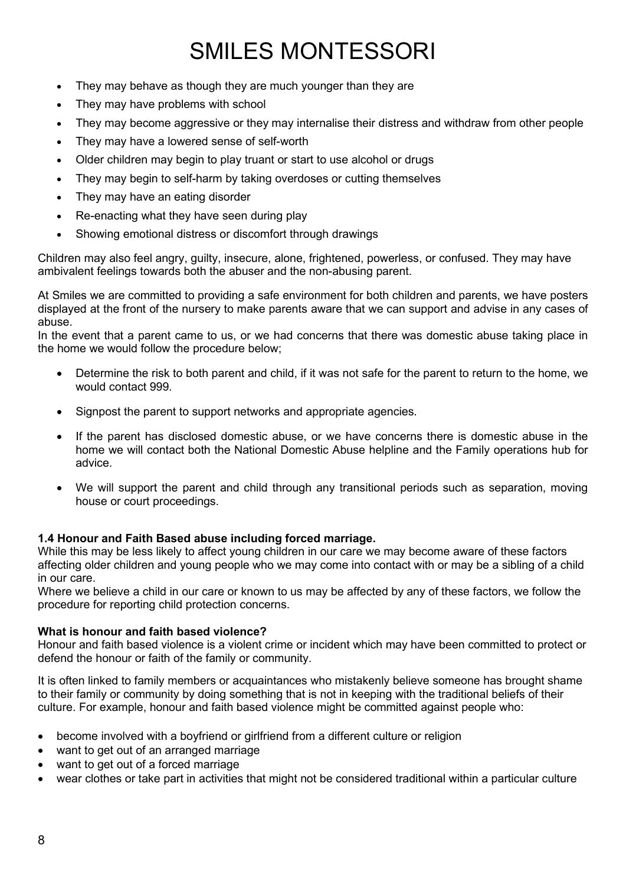- They may behave as though they are much younger than they are
- They may have problems with school
- They may become aggressive or they may internalise their distress and withdraw from other people
- They may have a lowered sense of self-worth
- Older children may begin to play truant or start to use alcohol or drugs
- They may begin to self-harm by taking overdoses or cutting themselves
- They may have an eating disorder
- Re-enacting what they have seen during play
- Showing emotional distress or discomfort through drawings

Children may also feel angry, guilty, insecure, alone, frightened, powerless, or confused. They may have ambivalent feelings towards both the abuser and the non-abusing parent.

At Smiles we are committed to providing a safe environment for both children and parents, we have posters displayed at the front of the nursery to make parents aware that we can support and advise in any cases of abuse.
In the event that a parent came to us, or we had concerns that there was domestic abuse taking place in the home we would follow the procedure below;

- Determine the risk to both parent and child, if it was not safe for the parent to return to the home, we would contact 999.
- Signpost the parent to support networks and appropriate agencies.
- If the parent has disclosed domestic abuse, or we have concerns there is domestic abuse in the home we will contact both the National Domestic Abuse helpline and the Family operations hub for advice.
- We will support the parent and child through any transitional periods such as separation, moving house or court proceedings.

**1.4 Honour and Faith Based abuse including forced marriage.**
While this may be less likely to affect young children in our care we may become aware of these factors affecting older children and young people who we may come into contact with or may be a sibling of a child in our care.
Where we believe a child in our care or known to us may be affected by any of these factors, we follow the procedure for reporting child protection concerns.

**What is honour and faith based violence?**
Honour and faith based violence is a violent crime or incident which may have been committed to protect or defend the honour or faith of the family or community.

It is often linked to family members or acquaintances who mistakenly believe someone has brought shame to their family or community by doing something that is not in keeping with the traditional beliefs of their culture. For example, honour and faith based violence might be committed against people who:

- become involved with a boyfriend or girlfriend from a different culture or religion
- want to get out of an arranged marriage
- want to get out of a forced marriage
- wear clothes or take part in activities that might not be considered traditional within a particular culture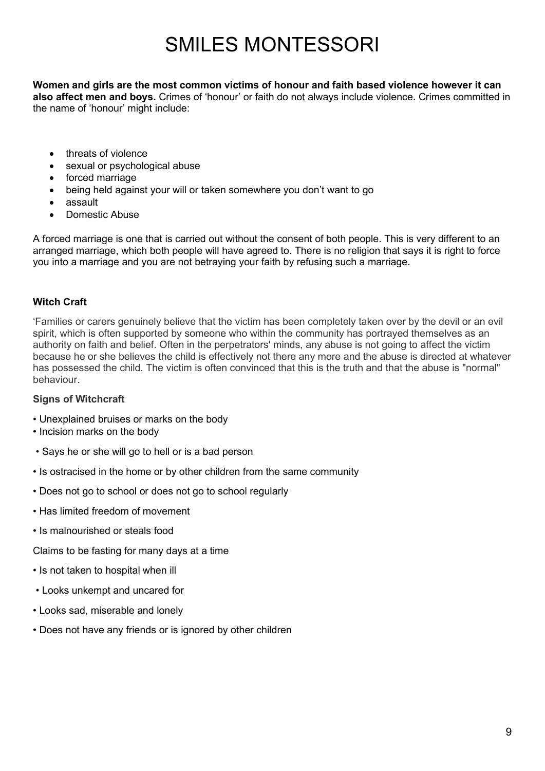**Women and girls are the most common victims of honour and faith based violence however it can also affect men and boys.** Crimes of 'honour' or faith do not always include violence. Crimes committed in the name of 'honour' might include:

- threats of violence
- sexual or psychological abuse
- forced marriage
- being held against your will or taken somewhere you don't want to go
- assault
- Domestic Abuse

A forced marriage is one that is carried out without the consent of both people. This is very different to an arranged marriage, which both people will have agreed to. There is no religion that says it is right to force you into a marriage and you are not betraying your faith by refusing such a marriage.

**Witch Craft**

'Families or carers genuinely believe that the victim has been completely taken over by the devil or an evil spirit, which is often supported by someone who within the community has portrayed themselves as an authority on faith and belief. Often in the perpetrators' minds, any abuse is not going to affect the victim because he or she believes the child is effectively not there any more and the abuse is directed at whatever has possessed the child. The victim is often convinced that this is the truth and that the abuse is "normal" behaviour.

**Signs of Witchcraft**

- Unexplained bruises or marks on the body
- Incision marks on the body
- Says he or she will go to hell or is a bad person
- Is ostracised in the home or by other children from the same community
- Does not go to school or does not go to school regularly
- Has limited freedom of movement
- Is malnourished or steals food

Claims to be fasting for many days at a time

- Is not taken to hospital when ill
- Looks unkempt and uncared for
- Looks sad, miserable and lonely
- Does not have any friends or is ignored by other children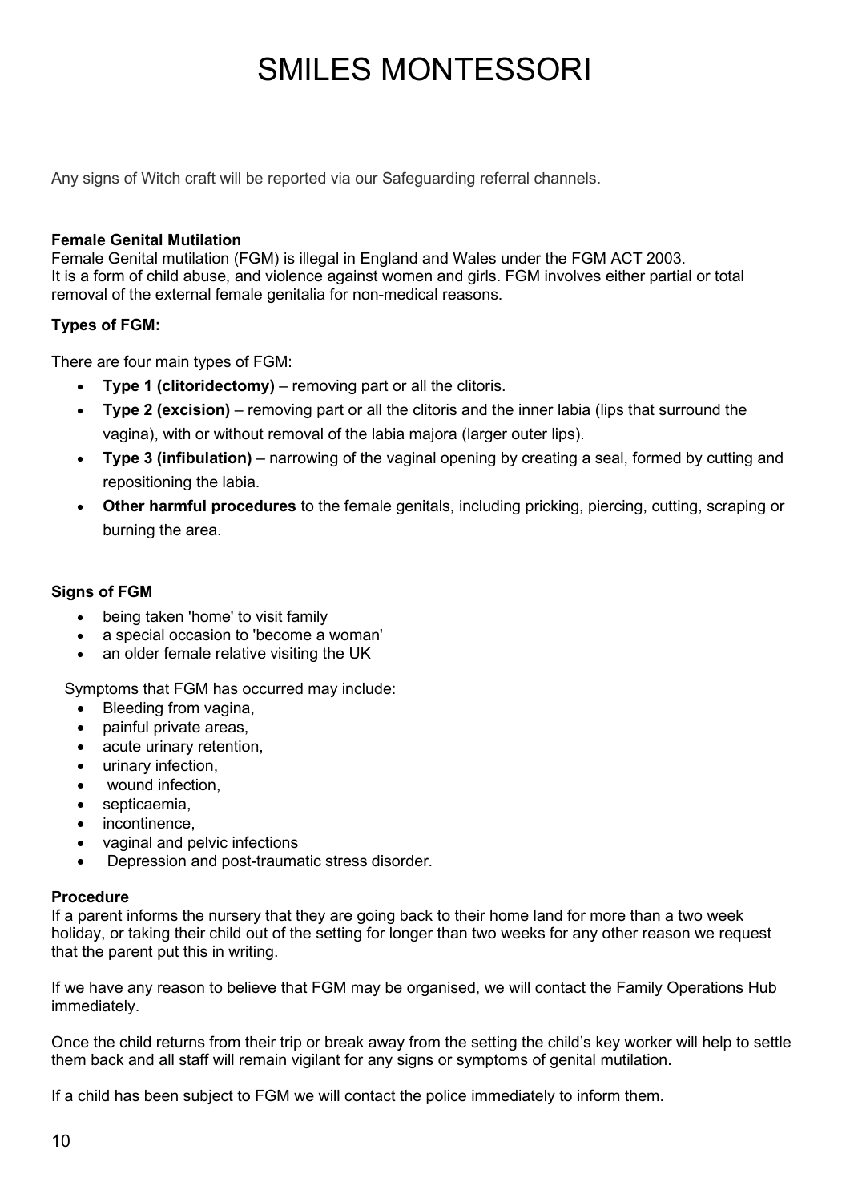# SMILES MONTESSORI

Any signs of Witch craft will be reported via our Safeguarding referral channels.

**Female Genital Mutilation**
Female Genital mutilation (FGM) is illegal in England and Wales under the FGM ACT 2003.
It is a form of child abuse, and violence against women and girls. FGM involves either partial or total removal of the external female genitalia for non-medical reasons.

**Types of FGM:**

There are four main types of FGM:

- **Type 1 (clitoridectomy)** – removing part or all the clitoris.
- **Type 2 (excision)** – removing part or all the clitoris and the inner labia (lips that surround the vagina), with or without removal of the labia majora (larger outer lips).
- **Type 3 (infibulation)** – narrowing of the vaginal opening by creating a seal, formed by cutting and repositioning the labia.
- **Other harmful procedures** to the female genitals, including pricking, piercing, cutting, scraping or burning the area.

**Signs of FGM**

- being taken 'home' to visit family
- a special occasion to 'become a woman'
- an older female relative visiting the UK

Symptoms that FGM has occurred may include:

- Bleeding from vagina,
- painful private areas,
- acute urinary retention,
- urinary infection,
- wound infection,
- septicaemia,
- incontinence,
- vaginal and pelvic infections
- Depression and post-traumatic stress disorder.

**Procedure**
If a parent informs the nursery that they are going back to their home land for more than a two week holiday, or taking their child out of the setting for longer than two weeks for any other reason we request that the parent put this in writing.

If we have any reason to believe that FGM may be organised, we will contact the Family Operations Hub immediately.

Once the child returns from their trip or break away from the setting the child's key worker will help to settle them back and all staff will remain vigilant for any signs or symptoms of genital mutilation.

If a child has been subject to FGM we will contact the police immediately to inform them.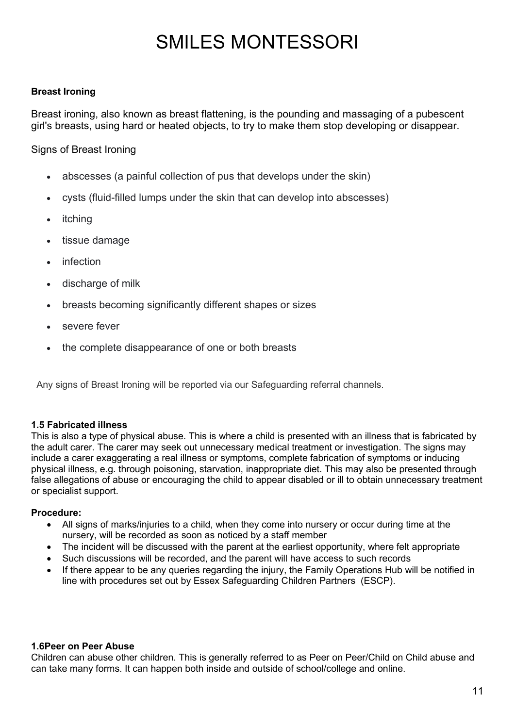# SMILES MONTESSORI

**Breast Ironing**

Breast ironing, also known as breast flattening, is the pounding and massaging of a pubescent girl's breasts, using hard or heated objects, to try to make them stop developing or disappear.

Signs of Breast Ironing

- abscesses (a painful collection of pus that develops under the skin)
- cysts (fluid-filled lumps under the skin that can develop into abscesses)
- itching
- tissue damage
- infection
- discharge of milk
- breasts becoming significantly different shapes or sizes
- severe fever
- the complete disappearance of one or both breasts

Any signs of Breast Ironing will be reported via our Safeguarding referral channels.

**1.5 Fabricated illness**

This is also a type of physical abuse. This is where a child is presented with an illness that is fabricated by the adult carer. The carer may seek out unnecessary medical treatment or investigation. The signs may include a carer exaggerating a real illness or symptoms, complete fabrication of symptoms or inducing physical illness, e.g. through poisoning, starvation, inappropriate diet. This may also be presented through false allegations of abuse or encouraging the child to appear disabled or ill to obtain unnecessary treatment or specialist support.

**Procedure:**

- All signs of marks/injuries to a child, when they come into nursery or occur during time at the nursery, will be recorded as soon as noticed by a staff member
- The incident will be discussed with the parent at the earliest opportunity, where felt appropriate
- Such discussions will be recorded, and the parent will have access to such records
- If there appear to be any queries regarding the injury, the Family Operations Hub will be notified in line with procedures set out by Essex Safeguarding Children Partners (ESCP).

**1.6Peer on Peer Abuse**

Children can abuse other children. This is generally referred to as Peer on Peer/Child on Child abuse and can take many forms. It can happen both inside and outside of school/college and online.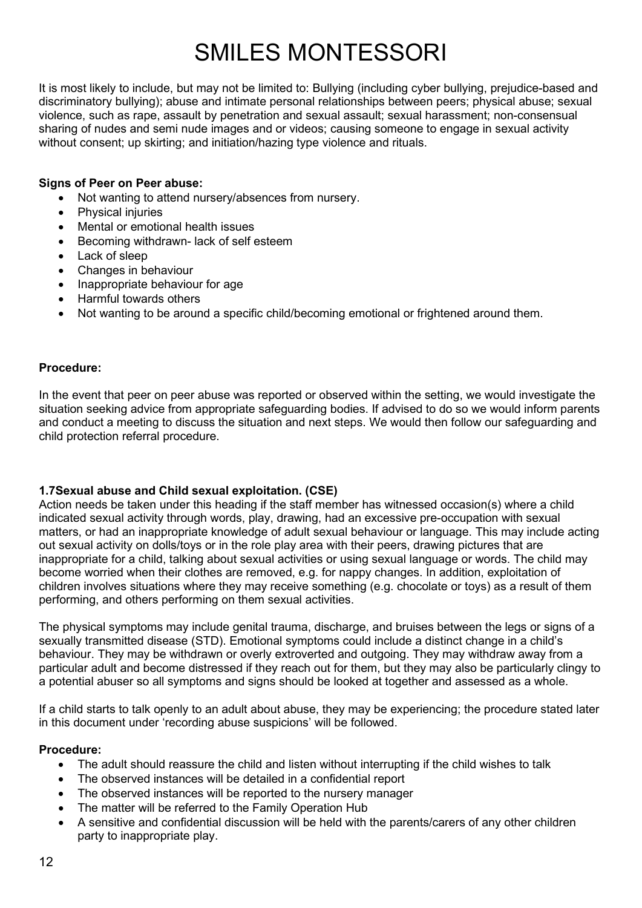It is most likely to include, but may not be limited to: Bullying (including cyber bullying, prejudice-based and discriminatory bullying); abuse and intimate personal relationships between peers; physical abuse; sexual violence, such as rape, assault by penetration and sexual assault; sexual harassment; non-consensual sharing of nudes and semi nude images and or videos; causing someone to engage in sexual activity without consent; up skirting; and initiation/hazing type violence and rituals.

**Signs of Peer on Peer abuse:**

- Not wanting to attend nursery/absences from nursery.
- Physical injuries
- Mental or emotional health issues
- Becoming withdrawn- lack of self esteem
- Lack of sleep
- Changes in behaviour
- Inappropriate behaviour for age
- Harmful towards others
- Not wanting to be around a specific child/becoming emotional or frightened around them.

**Procedure:**

In the event that peer on peer abuse was reported or observed within the setting, we would investigate the situation seeking advice from appropriate safeguarding bodies. If advised to do so we would inform parents and conduct a meeting to discuss the situation and next steps. We would then follow our safeguarding and child protection referral procedure.

**1.7Sexual abuse and Child sexual exploitation. (CSE)**

Action needs be taken under this heading if the staff member has witnessed occasion(s) where a child indicated sexual activity through words, play, drawing, had an excessive pre-occupation with sexual matters, or had an inappropriate knowledge of adult sexual behaviour or language. This may include acting out sexual activity on dolls/toys or in the role play area with their peers, drawing pictures that are inappropriate for a child, talking about sexual activities or using sexual language or words. The child may become worried when their clothes are removed, e.g. for nappy changes. In addition, exploitation of children involves situations where they may receive something (e.g. chocolate or toys) as a result of them performing, and others performing on them sexual activities.

The physical symptoms may include genital trauma, discharge, and bruises between the legs or signs of a sexually transmitted disease (STD). Emotional symptoms could include a distinct change in a child's behaviour. They may be withdrawn or overly extroverted and outgoing. They may withdraw away from a particular adult and become distressed if they reach out for them, but they may also be particularly clingy to a potential abuser so all symptoms and signs should be looked at together and assessed as a whole.

If a child starts to talk openly to an adult about abuse, they may be experiencing; the procedure stated later in this document under 'recording abuse suspicions' will be followed.

**Procedure:**

- The adult should reassure the child and listen without interrupting if the child wishes to talk
- The observed instances will be detailed in a confidential report
- The observed instances will be reported to the nursery manager
- The matter will be referred to the Family Operation Hub
- A sensitive and confidential discussion will be held with the parents/carers of any other children party to inappropriate play.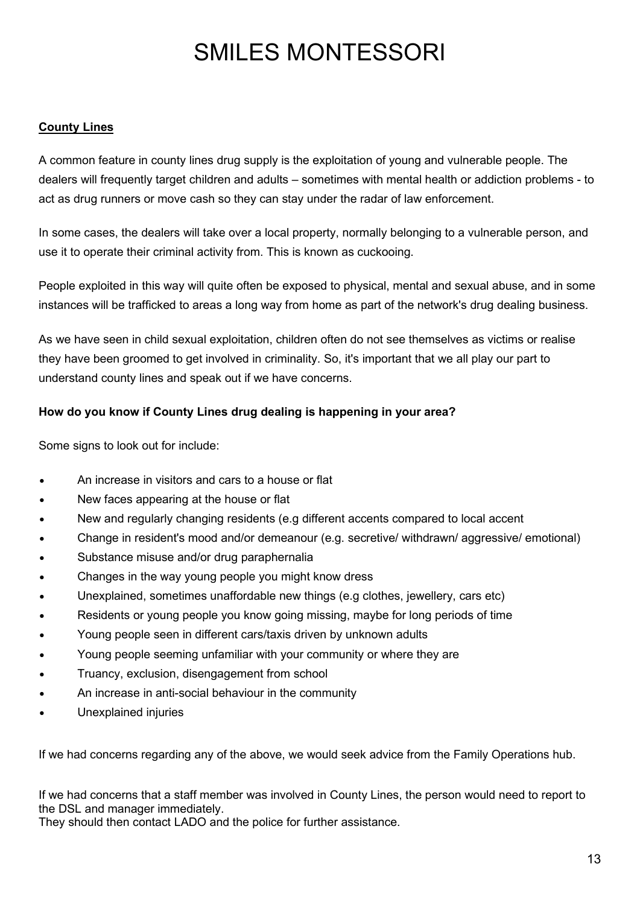# SMILES MONTESSORI

**County Lines**

A common feature in county lines drug supply is the exploitation of young and vulnerable people. The dealers will frequently target children and adults – sometimes with mental health or addiction problems - to act as drug runners or move cash so they can stay under the radar of law enforcement.

In some cases, the dealers will take over a local property, normally belonging to a vulnerable person, and use it to operate their criminal activity from. This is known as cuckooing.

People exploited in this way will quite often be exposed to physical, mental and sexual abuse, and in some instances will be trafficked to areas a long way from home as part of the network's drug dealing business.

As we have seen in child sexual exploitation, children often do not see themselves as victims or realise they have been groomed to get involved in criminality. So, it's important that we all play our part to understand county lines and speak out if we have concerns.

**How do you know if County Lines drug dealing is happening in your area?**

Some signs to look out for include:

- An increase in visitors and cars to a house or flat
- New faces appearing at the house or flat
- New and regularly changing residents (e.g different accents compared to local accent
- Change in resident's mood and/or demeanour (e.g. secretive/ withdrawn/ aggressive/ emotional)
- Substance misuse and/or drug paraphernalia
- Changes in the way young people you might know dress
- Unexplained, sometimes unaffordable new things (e.g clothes, jewellery, cars etc)
- Residents or young people you know going missing, maybe for long periods of time
- Young people seen in different cars/taxis driven by unknown adults
- Young people seeming unfamiliar with your community or where they are
- Truancy, exclusion, disengagement from school
- An increase in anti-social behaviour in the community
- Unexplained injuries

If we had concerns regarding any of the above, we would seek advice from the Family Operations hub.

If we had concerns that a staff member was involved in County Lines, the person would need to report to the DSL and manager immediately.
They should then contact LADO and the police for further assistance.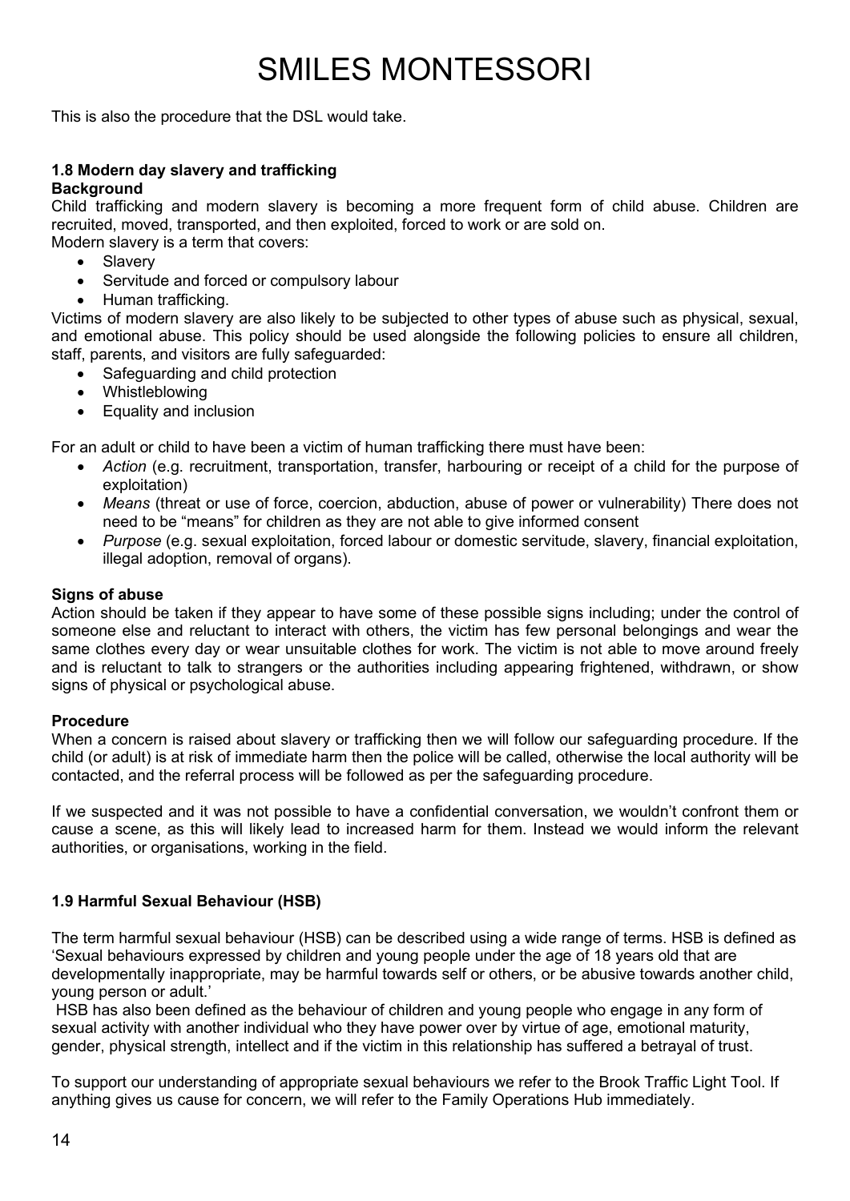This is also the procedure that the DSL would take.

**1.8 Modern day slavery and trafficking**

**Background**

Child trafficking and modern slavery is becoming a more frequent form of child abuse. Children are recruited, moved, transported, and then exploited, forced to work or are sold on.

Modern slavery is a term that covers:

- Slavery
- Servitude and forced or compulsory labour
- Human trafficking.

Victims of modern slavery are also likely to be subjected to other types of abuse such as physical, sexual, and emotional abuse. This policy should be used alongside the following policies to ensure all children, staff, parents, and visitors are fully safeguarded:

- Safeguarding and child protection
- Whistleblowing
- Equality and inclusion

For an adult or child to have been a victim of human trafficking there must have been:

- *Action* (e.g. recruitment, transportation, transfer, harbouring or receipt of a child for the purpose of exploitation)
- *Means* (threat or use of force, coercion, abduction, abuse of power or vulnerability) There does not need to be "means" for children as they are not able to give informed consent
- *Purpose* (e.g. sexual exploitation, forced labour or domestic servitude, slavery, financial exploitation, illegal adoption, removal of organs).

**Signs of abuse**

Action should be taken if they appear to have some of these possible signs including; under the control of someone else and reluctant to interact with others, the victim has few personal belongings and wear the same clothes every day or wear unsuitable clothes for work. The victim is not able to move around freely and is reluctant to talk to strangers or the authorities including appearing frightened, withdrawn, or show signs of physical or psychological abuse.

**Procedure**

When a concern is raised about slavery or trafficking then we will follow our safeguarding procedure. If the child (or adult) is at risk of immediate harm then the police will be called, otherwise the local authority will be contacted, and the referral process will be followed as per the safeguarding procedure.

If we suspected and it was not possible to have a confidential conversation, we wouldn't confront them or cause a scene, as this will likely lead to increased harm for them. Instead we would inform the relevant authorities, or organisations, working in the field.

**1.9 Harmful Sexual Behaviour (HSB)**

The term harmful sexual behaviour (HSB) can be described using a wide range of terms. HSB is defined as 'Sexual behaviours expressed by children and young people under the age of 18 years old that are developmentally inappropriate, may be harmful towards self or others, or be abusive towards another child, young person or adult.'

HSB has also been defined as the behaviour of children and young people who engage in any form of sexual activity with another individual who they have power over by virtue of age, emotional maturity, gender, physical strength, intellect and if the victim in this relationship has suffered a betrayal of trust.

To support our understanding of appropriate sexual behaviours we refer to the Brook Traffic Light Tool. If anything gives us cause for concern, we will refer to the Family Operations Hub immediately.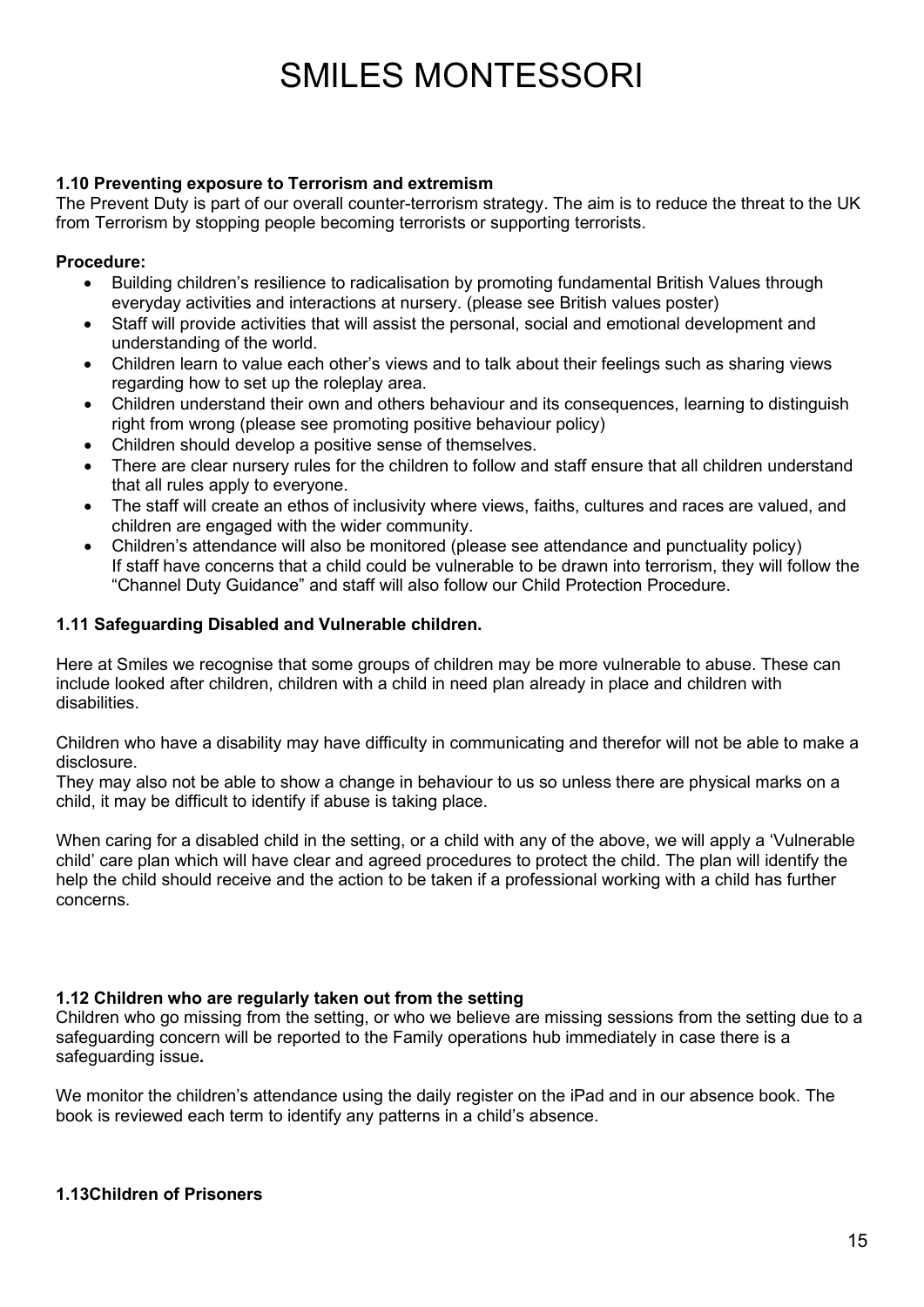# SMILES MONTESSORI

**1.10 Preventing exposure to Terrorism and extremism**

The Prevent Duty is part of our overall counter-terrorism strategy. The aim is to reduce the threat to the UK from Terrorism by stopping people becoming terrorists or supporting terrorists.

**Procedure:**

- Building children's resilience to radicalisation by promoting fundamental British Values through everyday activities and interactions at nursery. (please see British values poster)
- Staff will provide activities that will assist the personal, social and emotional development and understanding of the world.
- Children learn to value each other's views and to talk about their feelings such as sharing views regarding how to set up the roleplay area.
- Children understand their own and others behaviour and its consequences, learning to distinguish right from wrong (please see promoting positive behaviour policy)
- Children should develop a positive sense of themselves.
- There are clear nursery rules for the children to follow and staff ensure that all children understand that all rules apply to everyone.
- The staff will create an ethos of inclusivity where views, faiths, cultures and races are valued, and children are engaged with the wider community.
- Children's attendance will also be monitored (please see attendance and punctuality policy)
  If staff have concerns that a child could be vulnerable to be drawn into terrorism, they will follow the "Channel Duty Guidance" and staff will also follow our Child Protection Procedure.

**1.11 Safeguarding Disabled and Vulnerable children.**

Here at Smiles we recognise that some groups of children may be more vulnerable to abuse. These can include looked after children, children with a child in need plan already in place and children with disabilities.

Children who have a disability may have difficulty in communicating and therefor will not be able to make a disclosure.
They may also not be able to show a change in behaviour to us so unless there are physical marks on a child, it may be difficult to identify if abuse is taking place.

When caring for a disabled child in the setting, or a child with any of the above, we will apply a 'Vulnerable child' care plan which will have clear and agreed procedures to protect the child. The plan will identify the help the child should receive and the action to be taken if a professional working with a child has further concerns.

**1.12 Children who are regularly taken out from the setting**

Children who go missing from the setting, or who we believe are missing sessions from the setting due to a safeguarding concern will be reported to the Family operations hub immediately in case there is a safeguarding issue**.**

We monitor the children's attendance using the daily register on the iPad and in our absence book. The book is reviewed each term to identify any patterns in a child's absence.

**1.13Children of Prisoners**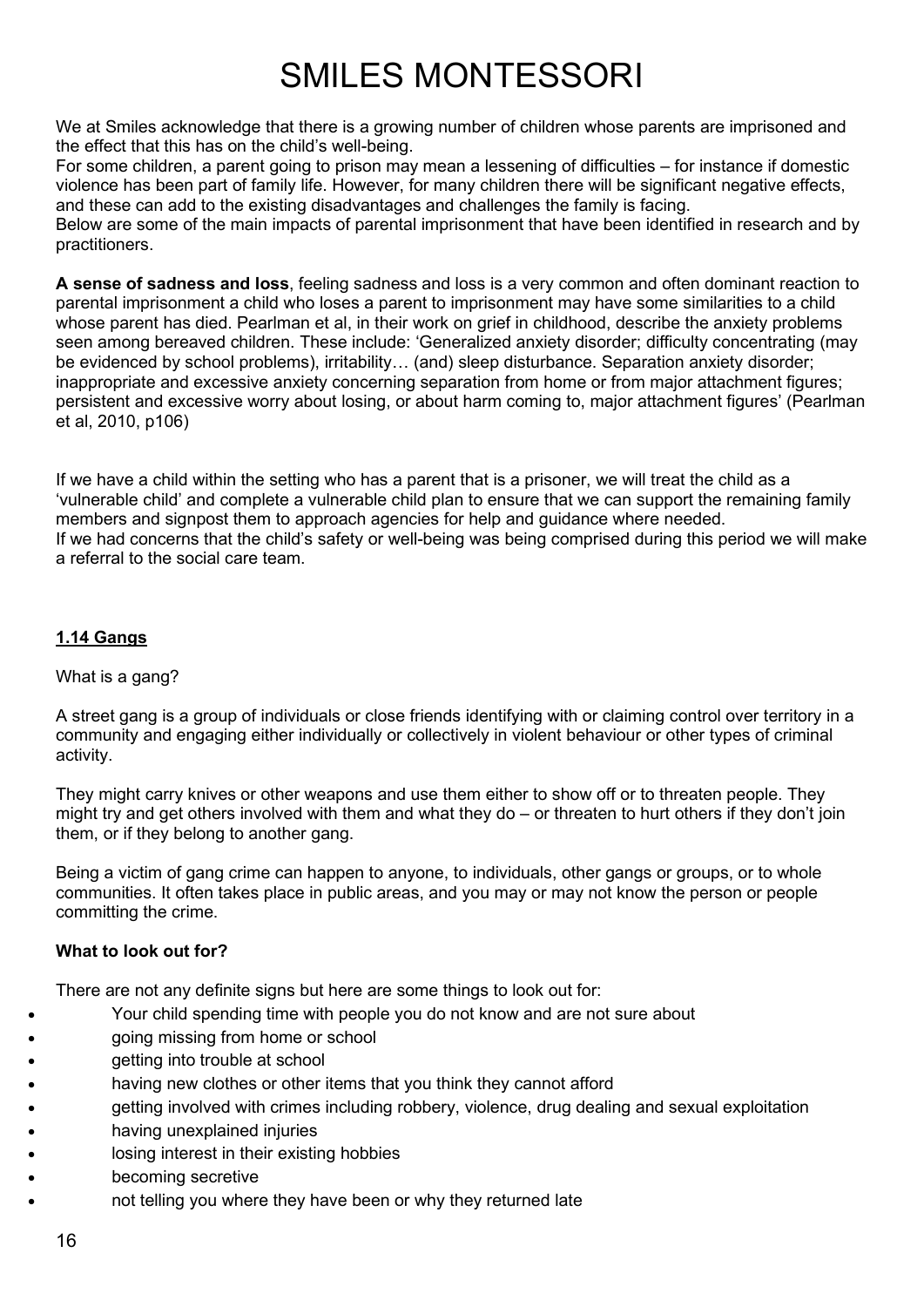# SMILES MONTESSORI

We at Smiles acknowledge that there is a growing number of children whose parents are imprisoned and the effect that this has on the child's well-being.

For some children, a parent going to prison may mean a lessening of difficulties – for instance if domestic violence has been part of family life. However, for many children there will be significant negative effects, and these can add to the existing disadvantages and challenges the family is facing.

Below are some of the main impacts of parental imprisonment that have been identified in research and by practitioners.

**A sense of sadness and loss**, feeling sadness and loss is a very common and often dominant reaction to parental imprisonment a child who loses a parent to imprisonment may have some similarities to a child whose parent has died. Pearlman et al, in their work on grief in childhood, describe the anxiety problems seen among bereaved children. These include: 'Generalized anxiety disorder; difficulty concentrating (may be evidenced by school problems), irritability… (and) sleep disturbance. Separation anxiety disorder; inappropriate and excessive anxiety concerning separation from home or from major attachment figures; persistent and excessive worry about losing, or about harm coming to, major attachment figures' (Pearlman et al, 2010, p106)

If we have a child within the setting who has a parent that is a prisoner, we will treat the child as a 'vulnerable child' and complete a vulnerable child plan to ensure that we can support the remaining family members and signpost them to approach agencies for help and guidance where needed.

If we had concerns that the child's safety or well-being was being comprised during this period we will make a referral to the social care team.

## 1.14 Gangs

What is a gang?

A street gang is a group of individuals or close friends identifying with or claiming control over territory in a community and engaging either individually or collectively in violent behaviour or other types of criminal activity.

They might carry knives or other weapons and use them either to show off or to threaten people. They might try and get others involved with them and what they do – or threaten to hurt others if they don't join them, or if they belong to another gang.

Being a victim of gang crime can happen to anyone, to individuals, other gangs or groups, or to whole communities. It often takes place in public areas, and you may or may not know the person or people committing the crime.

**What to look out for?**

There are not any definite signs but here are some things to look out for:

- Your child spending time with people you do not know and are not sure about
- going missing from home or school
- getting into trouble at school
- having new clothes or other items that you think they cannot afford
- getting involved with crimes including robbery, violence, drug dealing and sexual exploitation
- having unexplained injuries
- losing interest in their existing hobbies
- becoming secretive
- not telling you where they have been or why they returned late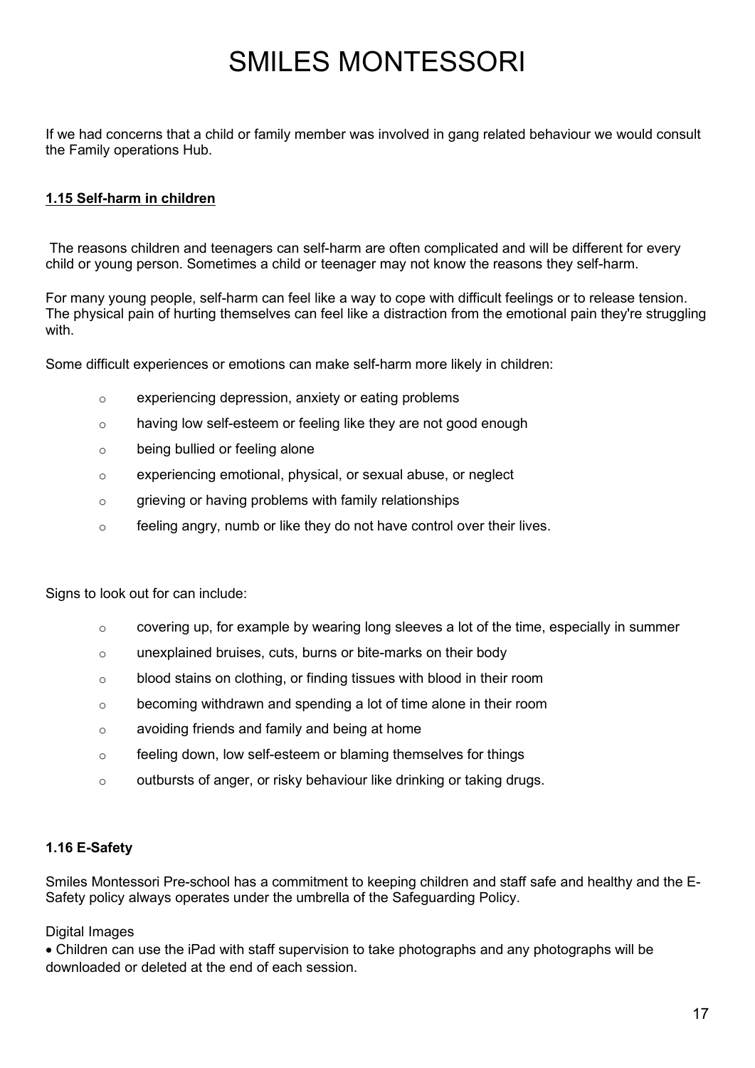If we had concerns that a child or family member was involved in gang related behaviour we would consult the Family operations Hub.

**1.15 Self-harm in children**

The reasons children and teenagers can self-harm are often complicated and will be different for every child or young person. Sometimes a child or teenager may not know the reasons they self-harm.

For many young people, self-harm can feel like a way to cope with difficult feelings or to release tension. The physical pain of hurting themselves can feel like a distraction from the emotional pain they're struggling with.

Some difficult experiences or emotions can make self-harm more likely in children:

- experiencing depression, anxiety or eating problems
- having low self-esteem or feeling like they are not good enough
- being bullied or feeling alone
- experiencing emotional, physical, or sexual abuse, or neglect
- grieving or having problems with family relationships
- feeling angry, numb or like they do not have control over their lives.

Signs to look out for can include:

- covering up, for example by wearing long sleeves a lot of the time, especially in summer
- unexplained bruises, cuts, burns or bite-marks on their body
- blood stains on clothing, or finding tissues with blood in their room
- becoming withdrawn and spending a lot of time alone in their room
- avoiding friends and family and being at home
- feeling down, low self-esteem or blaming themselves for things
- outbursts of anger, or risky behaviour like drinking or taking drugs.

**1.16 E-Safety**

Smiles Montessori Pre-school has a commitment to keeping children and staff safe and healthy and the E-Safety policy always operates under the umbrella of the Safeguarding Policy.

Digital Images

- Children can use the iPad with staff supervision to take photographs and any photographs will be downloaded or deleted at the end of each session.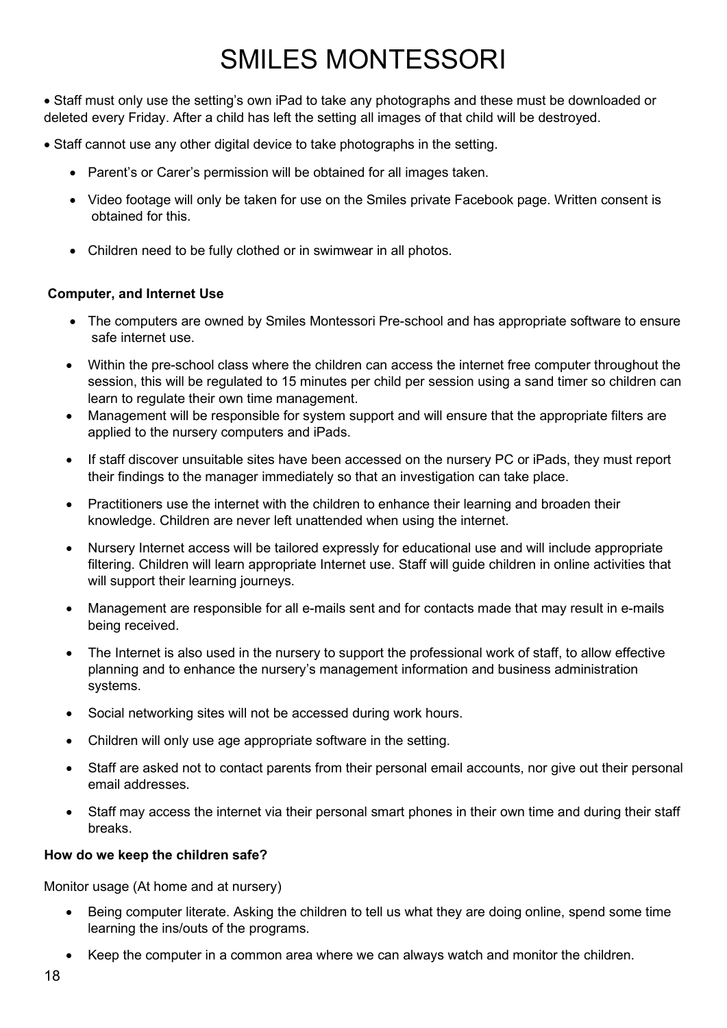- Staff must only use the setting's own iPad to take any photographs and these must be downloaded or deleted every Friday. After a child has left the setting all images of that child will be destroyed.
- Staff cannot use any other digital device to take photographs in the setting.
  - Parent's or Carer's permission will be obtained for all images taken.
  - Video footage will only be taken for use on the Smiles private Facebook page. Written consent is obtained for this.
  - Children need to be fully clothed or in swimwear in all photos.

**Computer, and Internet Use**

- The computers are owned by Smiles Montessori Pre-school and has appropriate software to ensure safe internet use.
- Within the pre-school class where the children can access the internet free computer throughout the session, this will be regulated to 15 minutes per child per session using a sand timer so children can learn to regulate their own time management.
- Management will be responsible for system support and will ensure that the appropriate filters are applied to the nursery computers and iPads.
- If staff discover unsuitable sites have been accessed on the nursery PC or iPads, they must report their findings to the manager immediately so that an investigation can take place.
- Practitioners use the internet with the children to enhance their learning and broaden their knowledge. Children are never left unattended when using the internet.
- Nursery Internet access will be tailored expressly for educational use and will include appropriate filtering. Children will learn appropriate Internet use. Staff will guide children in online activities that will support their learning journeys.
- Management are responsible for all e-mails sent and for contacts made that may result in e-mails being received.
- The Internet is also used in the nursery to support the professional work of staff, to allow effective planning and to enhance the nursery's management information and business administration systems.
- Social networking sites will not be accessed during work hours.
- Children will only use age appropriate software in the setting.
- Staff are asked not to contact parents from their personal email accounts, nor give out their personal email addresses.
- Staff may access the internet via their personal smart phones in their own time and during their staff breaks.

**How do we keep the children safe?**

Monitor usage (At home and at nursery)

- Being computer literate. Asking the children to tell us what they are doing online, spend some time learning the ins/outs of the programs.
- Keep the computer in a common area where we can always watch and monitor the children.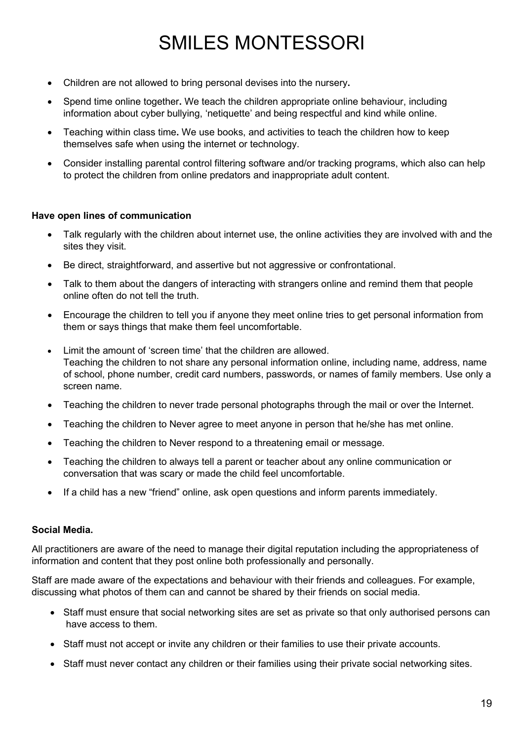- Children are not allowed to bring personal devises into the nursery**.**
- Spend time online together**.** We teach the children appropriate online behaviour, including information about cyber bullying, 'netiquette' and being respectful and kind while online.
- Teaching within class time**.** We use books, and activities to teach the children how to keep themselves safe when using the internet or technology.
- Consider installing parental control filtering software and/or tracking programs, which also can help to protect the children from online predators and inappropriate adult content.

**Have open lines of communication**

- Talk regularly with the children about internet use, the online activities they are involved with and the sites they visit.
- Be direct, straightforward, and assertive but not aggressive or confrontational.
- Talk to them about the dangers of interacting with strangers online and remind them that people online often do not tell the truth.
- Encourage the children to tell you if anyone they meet online tries to get personal information from them or says things that make them feel uncomfortable.
- Limit the amount of 'screen time' that the children are allowed.
  Teaching the children to not share any personal information online, including name, address, name of school, phone number, credit card numbers, passwords, or names of family members. Use only a screen name.
- Teaching the children to never trade personal photographs through the mail or over the Internet.
- Teaching the children to Never agree to meet anyone in person that he/she has met online.
- Teaching the children to Never respond to a threatening email or message.
- Teaching the children to always tell a parent or teacher about any online communication or conversation that was scary or made the child feel uncomfortable.
- If a child has a new "friend" online, ask open questions and inform parents immediately.

**Social Media.**

All practitioners are aware of the need to manage their digital reputation including the appropriateness of information and content that they post online both professionally and personally.

Staff are made aware of the expectations and behaviour with their friends and colleagues. For example, discussing what photos of them can and cannot be shared by their friends on social media.

- Staff must ensure that social networking sites are set as private so that only authorised persons can have access to them.
- Staff must not accept or invite any children or their families to use their private accounts.
- Staff must never contact any children or their families using their private social networking sites.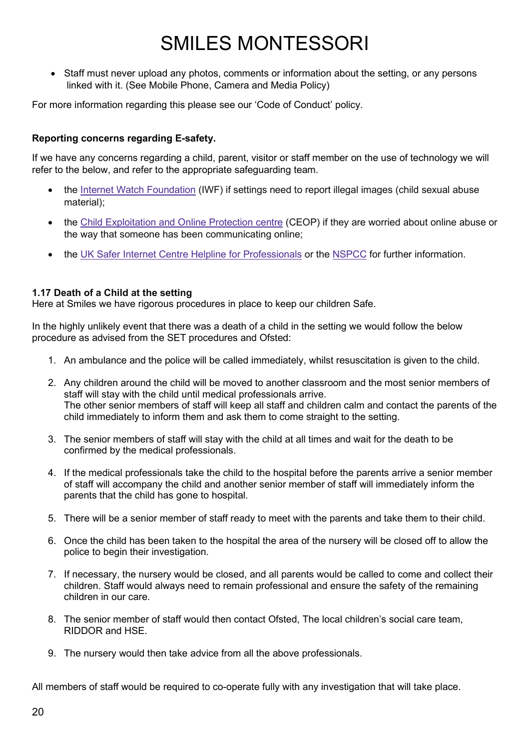- Staff must never upload any photos, comments or information about the setting, or any persons linked with it. (See Mobile Phone, Camera and Media Policy)

For more information regarding this please see our 'Code of Conduct' policy.

**Reporting concerns regarding E-safety.**

If we have any concerns regarding a child, parent, visitor or staff member on the use of technology we will refer to the below, and refer to the appropriate safeguarding team.

- the Internet Watch Foundation (IWF) if settings need to report illegal images (child sexual abuse material);
- the Child Exploitation and Online Protection centre (CEOP) if they are worried about online abuse or the way that someone has been communicating online;
- the UK Safer Internet Centre Helpline for Professionals or the NSPCC for further information.

### 1.17 Death of a Child at the setting

Here at Smiles we have rigorous procedures in place to keep our children Safe.

In the highly unlikely event that there was a death of a child in the setting we would follow the below procedure as advised from the SET procedures and Ofsted:

1. An ambulance and the police will be called immediately, whilst resuscitation is given to the child.
2. Any children around the child will be moved to another classroom and the most senior members of staff will stay with the child until medical professionals arrive.
   The other senior members of staff will keep all staff and children calm and contact the parents of the child immediately to inform them and ask them to come straight to the setting.
3. The senior members of staff will stay with the child at all times and wait for the death to be confirmed by the medical professionals.
4. If the medical professionals take the child to the hospital before the parents arrive a senior member of staff will accompany the child and another senior member of staff will immediately inform the parents that the child has gone to hospital.
5. There will be a senior member of staff ready to meet with the parents and take them to their child.
6. Once the child has been taken to the hospital the area of the nursery will be closed off to allow the police to begin their investigation.
7. If necessary, the nursery would be closed, and all parents would be called to come and collect their children. Staff would always need to remain professional and ensure the safety of the remaining children in our care.
8. The senior member of staff would then contact Ofsted, The local children's social care team, RIDDOR and HSE.
9. The nursery would then take advice from all the above professionals.

All members of staff would be required to co-operate fully with any investigation that will take place.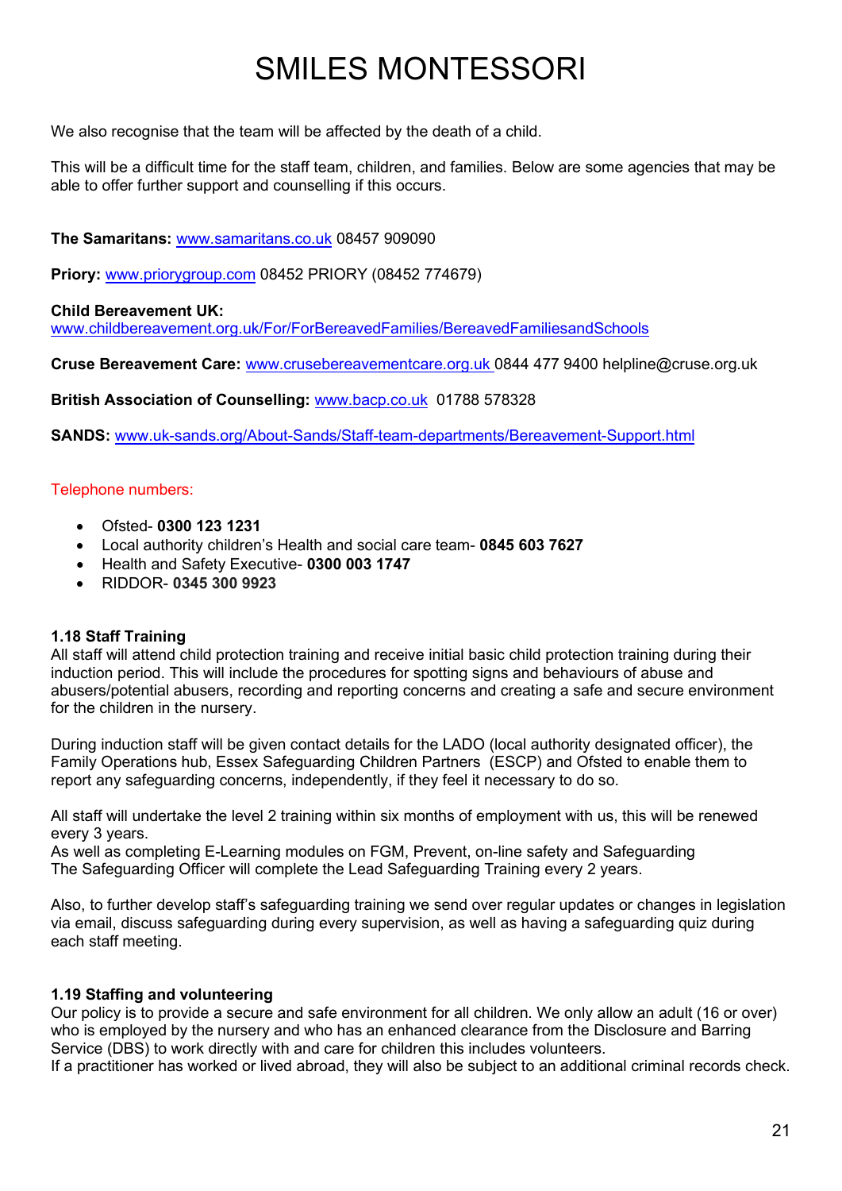We also recognise that the team will be affected by the death of a child.

This will be a difficult time for the staff team, children, and families. Below are some agencies that may be able to offer further support and counselling if this occurs.

**The Samaritans:** www.samaritans.co.uk 08457 909090

**Priory:** www.priorygroup.com 08452 PRIORY (08452 774679)

**Child Bereavement UK:**
www.childbereavement.org.uk/For/ForBereavedFamilies/BereavedFamiliesandSchools

**Cruse Bereavement Care:** www.crusebereavementcare.org.uk 0844 477 9400 helpline@cruse.org.uk

**British Association of Counselling:** www.bacp.co.uk 01788 578328

**SANDS:** www.uk-sands.org/About-Sands/Staff-team-departments/Bereavement-Support.html

Telephone numbers:

- Ofsted- **0300 123 1231**
- Local authority children's Health and social care team- **0845 603 7627**
- Health and Safety Executive- **0300 003 1747**
- RIDDOR- **0345 300 9923**

### 1.18 Staff Training

All staff will attend child protection training and receive initial basic child protection training during their induction period. This will include the procedures for spotting signs and behaviours of abuse and abusers/potential abusers, recording and reporting concerns and creating a safe and secure environment for the children in the nursery.

During induction staff will be given contact details for the LADO (local authority designated officer), the Family Operations hub, Essex Safeguarding Children Partners (ESCP) and Ofsted to enable them to report any safeguarding concerns, independently, if they feel it necessary to do so.

All staff will undertake the level 2 training within six months of employment with us, this will be renewed every 3 years.
As well as completing E-Learning modules on FGM, Prevent, on-line safety and Safeguarding
The Safeguarding Officer will complete the Lead Safeguarding Training every 2 years.

Also, to further develop staff's safeguarding training we send over regular updates or changes in legislation via email, discuss safeguarding during every supervision, as well as having a safeguarding quiz during each staff meeting.

### 1.19 Staffing and volunteering

Our policy is to provide a secure and safe environment for all children. We only allow an adult (16 or over) who is employed by the nursery and who has an enhanced clearance from the Disclosure and Barring Service (DBS) to work directly with and care for children this includes volunteers.
If a practitioner has worked or lived abroad, they will also be subject to an additional criminal records check.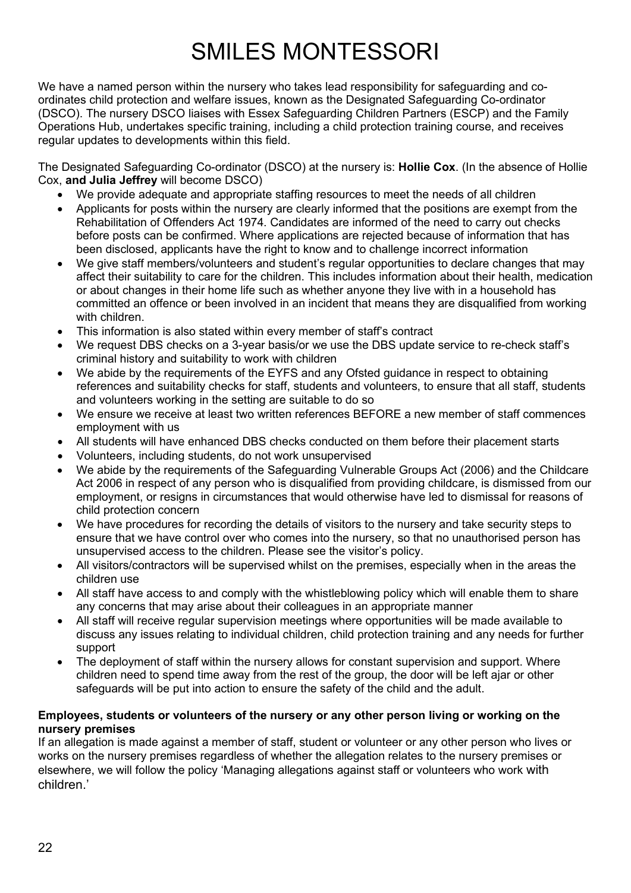# SMILES MONTESSORI

We have a named person within the nursery who takes lead responsibility for safeguarding and co-ordinates child protection and welfare issues, known as the Designated Safeguarding Co-ordinator (DSCO). The nursery DSCO liaises with Essex Safeguarding Children Partners (ESCP) and the Family Operations Hub, undertakes specific training, including a child protection training course, and receives regular updates to developments within this field.

The Designated Safeguarding Co-ordinator (DSCO) at the nursery is: **Hollie Cox**. (In the absence of Hollie Cox, **and Julia Jeffrey** will become DSCO)

- We provide adequate and appropriate staffing resources to meet the needs of all children
- Applicants for posts within the nursery are clearly informed that the positions are exempt from the Rehabilitation of Offenders Act 1974. Candidates are informed of the need to carry out checks before posts can be confirmed. Where applications are rejected because of information that has been disclosed, applicants have the right to know and to challenge incorrect information
- We give staff members/volunteers and student's regular opportunities to declare changes that may affect their suitability to care for the children. This includes information about their health, medication or about changes in their home life such as whether anyone they live with in a household has committed an offence or been involved in an incident that means they are disqualified from working with children.
- This information is also stated within every member of staff's contract
- We request DBS checks on a 3-year basis/or we use the DBS update service to re-check staff's criminal history and suitability to work with children
- We abide by the requirements of the EYFS and any Ofsted guidance in respect to obtaining references and suitability checks for staff, students and volunteers, to ensure that all staff, students and volunteers working in the setting are suitable to do so
- We ensure we receive at least two written references BEFORE a new member of staff commences employment with us
- All students will have enhanced DBS checks conducted on them before their placement starts
- Volunteers, including students, do not work unsupervised
- We abide by the requirements of the Safeguarding Vulnerable Groups Act (2006) and the Childcare Act 2006 in respect of any person who is disqualified from providing childcare, is dismissed from our employment, or resigns in circumstances that would otherwise have led to dismissal for reasons of child protection concern
- We have procedures for recording the details of visitors to the nursery and take security steps to ensure that we have control over who comes into the nursery, so that no unauthorised person has unsupervised access to the children. Please see the visitor's policy.
- All visitors/contractors will be supervised whilst on the premises, especially when in the areas the children use
- All staff have access to and comply with the whistleblowing policy which will enable them to share any concerns that may arise about their colleagues in an appropriate manner
- All staff will receive regular supervision meetings where opportunities will be made available to discuss any issues relating to individual children, child protection training and any needs for further support
- The deployment of staff within the nursery allows for constant supervision and support. Where children need to spend time away from the rest of the group, the door will be left ajar or other safeguards will be put into action to ensure the safety of the child and the adult.

**Employees, students or volunteers of the nursery or any other person living or working on the nursery premises**

If an allegation is made against a member of staff, student or volunteer or any other person who lives or works on the nursery premises regardless of whether the allegation relates to the nursery premises or elsewhere, we will follow the policy 'Managing allegations against staff or volunteers who work with children.'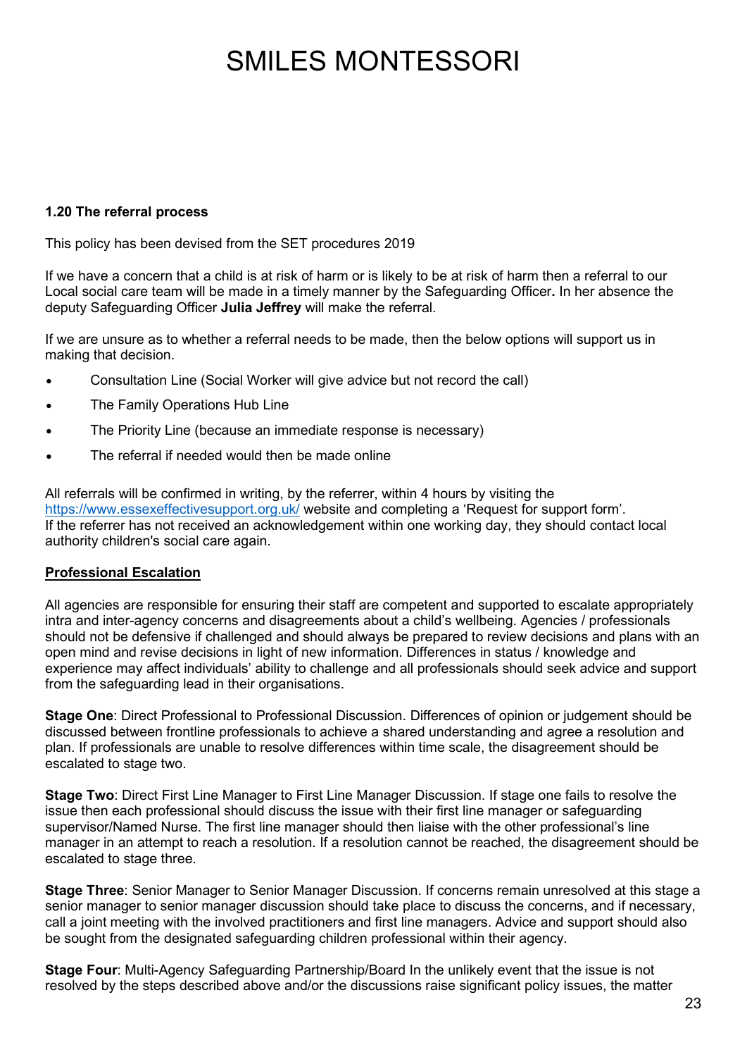# SMILES MONTESSORI

### 1.20 The referral process

This policy has been devised from the SET procedures 2019

If we have a concern that a child is at risk of harm or is likely to be at risk of harm then a referral to our Local social care team will be made in a timely manner by the Safeguarding Officer**.** In her absence the deputy Safeguarding Officer **Julia Jeffrey** will make the referral.

If we are unsure as to whether a referral needs to be made, then the below options will support us in making that decision.

- Consultation Line (Social Worker will give advice but not record the call)
- The Family Operations Hub Line
- The Priority Line (because an immediate response is necessary)
- The referral if needed would then be made online

All referrals will be confirmed in writing, by the referrer, within 4 hours by visiting the https://www.essexeffectivesupport.org.uk/ website and completing a 'Request for support form'.
If the referrer has not received an acknowledgement within one working day, they should contact local authority children's social care again.

**Professional Escalation**

All agencies are responsible for ensuring their staff are competent and supported to escalate appropriately intra and inter-agency concerns and disagreements about a child's wellbeing. Agencies / professionals should not be defensive if challenged and should always be prepared to review decisions and plans with an open mind and revise decisions in light of new information. Differences in status / knowledge and experience may affect individuals' ability to challenge and all professionals should seek advice and support from the safeguarding lead in their organisations.

**Stage One**: Direct Professional to Professional Discussion. Differences of opinion or judgement should be discussed between frontline professionals to achieve a shared understanding and agree a resolution and plan. If professionals are unable to resolve differences within time scale, the disagreement should be escalated to stage two.

**Stage Two**: Direct First Line Manager to First Line Manager Discussion. If stage one fails to resolve the issue then each professional should discuss the issue with their first line manager or safeguarding supervisor/Named Nurse. The first line manager should then liaise with the other professional's line manager in an attempt to reach a resolution. If a resolution cannot be reached, the disagreement should be escalated to stage three.

**Stage Three**: Senior Manager to Senior Manager Discussion. If concerns remain unresolved at this stage a senior manager to senior manager discussion should take place to discuss the concerns, and if necessary, call a joint meeting with the involved practitioners and first line managers. Advice and support should also be sought from the designated safeguarding children professional within their agency.

**Stage Four**: Multi-Agency Safeguarding Partnership/Board In the unlikely event that the issue is not resolved by the steps described above and/or the discussions raise significant policy issues, the matter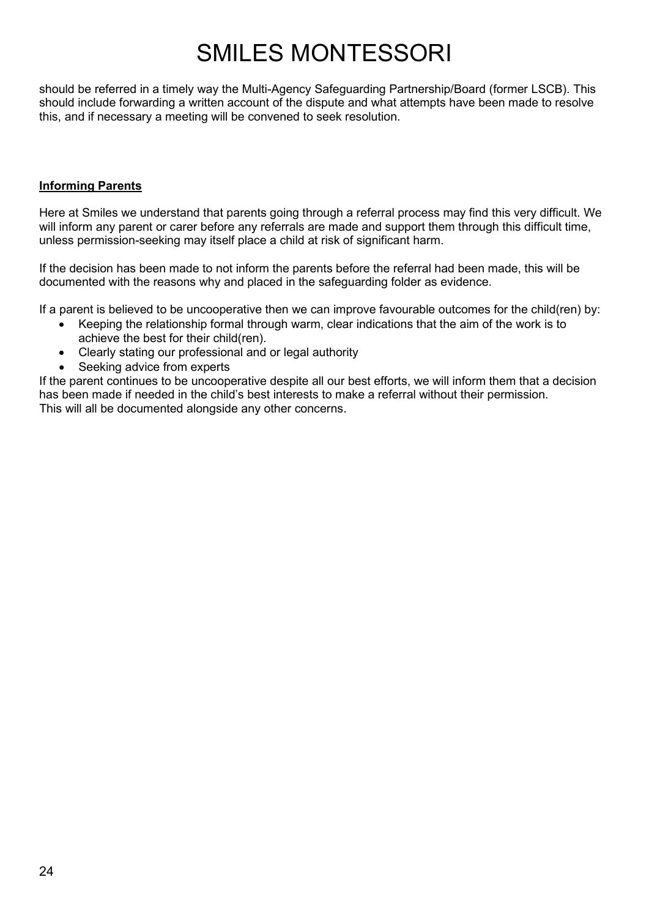should be referred in a timely way the Multi-Agency Safeguarding Partnership/Board (former LSCB). This should include forwarding a written account of the dispute and what attempts have been made to resolve this, and if necessary a meeting will be convened to seek resolution.

**Informing Parents**

Here at Smiles we understand that parents going through a referral process may find this very difficult. We will inform any parent or carer before any referrals are made and support them through this difficult time, unless permission-seeking may itself place a child at risk of significant harm.

If the decision has been made to not inform the parents before the referral had been made, this will be documented with the reasons why and placed in the safeguarding folder as evidence.

If a parent is believed to be uncooperative then we can improve favourable outcomes for the child(ren) by:

- Keeping the relationship formal through warm, clear indications that the aim of the work is to achieve the best for their child(ren).
- Clearly stating our professional and or legal authority
- Seeking advice from experts

If the parent continues to be uncooperative despite all our best efforts, we will inform them that a decision has been made if needed in the child's best interests to make a referral without their permission.
This will all be documented alongside any other concerns.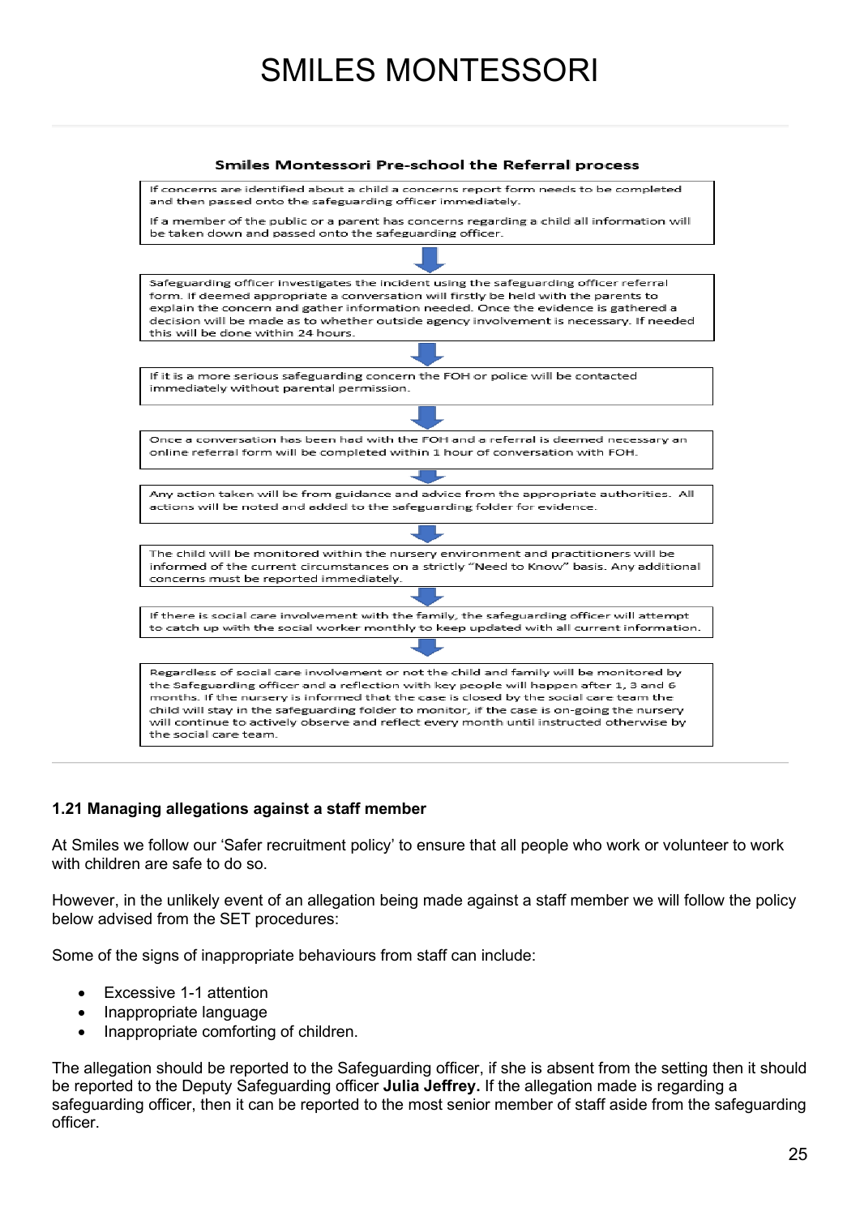# SMILES MONTESSORI

**Smiles Montessori Pre-school the Referral process**

If concerns are identified about a child a concerns report form needs to be completed and then passed onto the safeguarding officer immediately.

If a member of the public or a parent has concerns regarding a child all information will be taken down and passed onto the safeguarding officer.

↓

Safeguarding officer investigates the incident using the safeguarding officer referral form. If deemed appropriate a conversation will firstly be held with the parents to explain the concern and gather information needed. Once the evidence is gathered a decision will be made as to whether outside agency involvement is necessary. If needed this will be done within 24 hours.

↓

If it is a more serious safeguarding concern the FOH or police will be contacted immediately without parental permission.

↓

Once a conversation has been had with the FOH and a referral is deemed necessary an online referral form will be completed within 1 hour of conversation with FOH.

↓

Any action taken will be from guidance and advice from the appropriate authorities. All actions will be noted and added to the safeguarding folder for evidence.

↓

The child will be monitored within the nursery environment and practitioners will be informed of the current circumstances on a strictly "Need to Know" basis. Any additional concerns must be reported immediately.

↓

If there is social care involvement with the family, the safeguarding officer will attempt to catch up with the social worker monthly to keep updated with all current information.

↓

Regardless of social care involvement or not the child and family will be monitored by the Safeguarding officer and a reflection with key people will happen after 1, 3 and 6 months. If the nursery is informed that the case is closed by the social care team the child will stay in the safeguarding folder to monitor, if the case is on-going the nursery will continue to actively observe and reflect every month until instructed otherwise by the social care team.

### 1.21 Managing allegations against a staff member

At Smiles we follow our 'Safer recruitment policy' to ensure that all people who work or volunteer to work with children are safe to do so.

However, in the unlikely event of an allegation being made against a staff member we will follow the policy below advised from the SET procedures:

Some of the signs of inappropriate behaviours from staff can include:

- Excessive 1-1 attention
- Inappropriate language
- Inappropriate comforting of children.

The allegation should be reported to the Safeguarding officer, if she is absent from the setting then it should be reported to the Deputy Safeguarding officer **Julia Jeffrey.** If the allegation made is regarding a safeguarding officer, then it can be reported to the most senior member of staff aside from the safeguarding officer.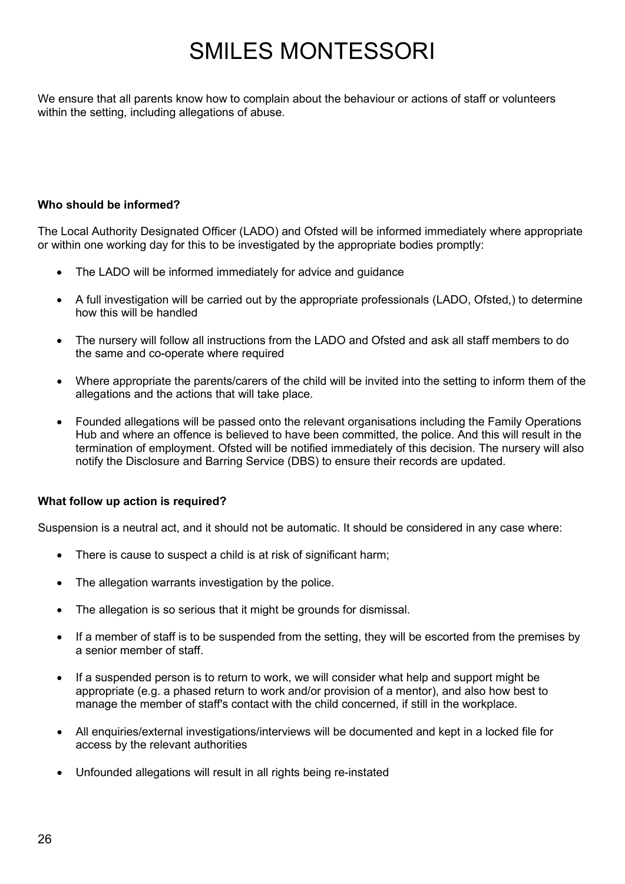# SMILES MONTESSORI

We ensure that all parents know how to complain about the behaviour or actions of staff or volunteers within the setting, including allegations of abuse.

**Who should be informed?**

The Local Authority Designated Officer (LADO) and Ofsted will be informed immediately where appropriate or within one working day for this to be investigated by the appropriate bodies promptly:

- The LADO will be informed immediately for advice and guidance
- A full investigation will be carried out by the appropriate professionals (LADO, Ofsted,) to determine how this will be handled
- The nursery will follow all instructions from the LADO and Ofsted and ask all staff members to do the same and co-operate where required
- Where appropriate the parents/carers of the child will be invited into the setting to inform them of the allegations and the actions that will take place.
- Founded allegations will be passed onto the relevant organisations including the Family Operations Hub and where an offence is believed to have been committed, the police. And this will result in the termination of employment. Ofsted will be notified immediately of this decision. The nursery will also notify the Disclosure and Barring Service (DBS) to ensure their records are updated.

**What follow up action is required?**

Suspension is a neutral act, and it should not be automatic. It should be considered in any case where:

- There is cause to suspect a child is at risk of significant harm;
- The allegation warrants investigation by the police.
- The allegation is so serious that it might be grounds for dismissal.
- If a member of staff is to be suspended from the setting, they will be escorted from the premises by a senior member of staff.
- If a suspended person is to return to work, we will consider what help and support might be appropriate (e.g. a phased return to work and/or provision of a mentor), and also how best to manage the member of staff's contact with the child concerned, if still in the workplace.
- All enquiries/external investigations/interviews will be documented and kept in a locked file for access by the relevant authorities
- Unfounded allegations will result in all rights being re-instated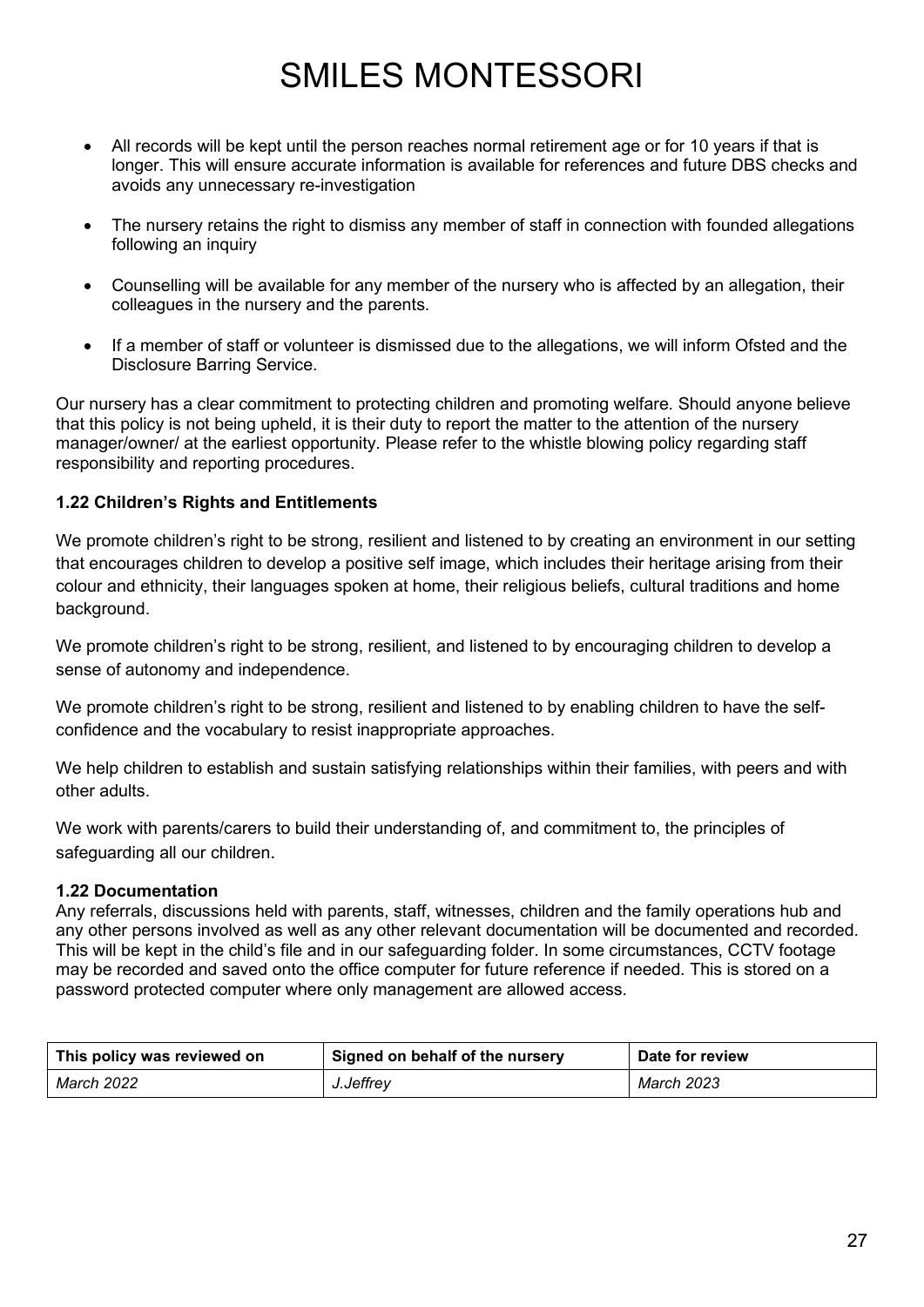- All records will be kept until the person reaches normal retirement age or for 10 years if that is longer. This will ensure accurate information is available for references and future DBS checks and avoids any unnecessary re-investigation
- The nursery retains the right to dismiss any member of staff in connection with founded allegations following an inquiry
- Counselling will be available for any member of the nursery who is affected by an allegation, their colleagues in the nursery and the parents.
- If a member of staff or volunteer is dismissed due to the allegations, we will inform Ofsted and the Disclosure Barring Service.

Our nursery has a clear commitment to protecting children and promoting welfare. Should anyone believe that this policy is not being upheld, it is their duty to report the matter to the attention of the nursery manager/owner/ at the earliest opportunity. Please refer to the whistle blowing policy regarding staff responsibility and reporting procedures.

### 1.22 Children's Rights and Entitlements

We promote children's right to be strong, resilient and listened to by creating an environment in our setting that encourages children to develop a positive self image, which includes their heritage arising from their colour and ethnicity, their languages spoken at home, their religious beliefs, cultural traditions and home background.

We promote children's right to be strong, resilient, and listened to by encouraging children to develop a sense of autonomy and independence.

We promote children's right to be strong, resilient and listened to by enabling children to have the self-confidence and the vocabulary to resist inappropriate approaches.

We help children to establish and sustain satisfying relationships within their families, with peers and with other adults.

We work with parents/carers to build their understanding of, and commitment to, the principles of safeguarding all our children.

### 1.22 Documentation

Any referrals, discussions held with parents, staff, witnesses, children and the family operations hub and any other persons involved as well as any other relevant documentation will be documented and recorded. This will be kept in the child's file and in our safeguarding folder. In some circumstances, CCTV footage may be recorded and saved onto the office computer for future reference if needed. This is stored on a password protected computer where only management are allowed access.

| This policy was reviewed on | Signed on behalf of the nursery | Date for review |
|---|---|---|
| *March 2022* | *J.Jeffrey* | *March 2023* |